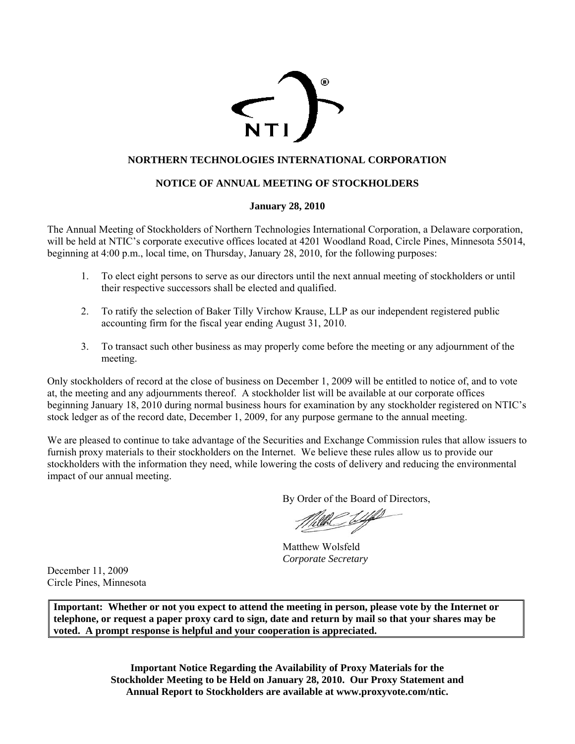**NORTHERN TECHNOLOGIES INTERNATIONAL CORPORATION**

**NOTICE OF ANNUAL MEETING OF STOCKHOLDERS**

**January 28, 2010**

The Annual Meeting of Stockholders of Northern Technologies International Corporation, a Delaware corporation, will be held at NTIC's corporate executive offices located at 4201 Woodland Road, Circle Pines, Minnesota 55014, beginning at 4:00 p.m., local time, on Thursday, January 28, 2010, for the following purposes:

1. To elect eight persons to serve as our directors until the next annual meeting of stockholders or until their respective successors shall be elected and qualified.

2. To ratify the selection of Baker Tilly Virchow Krause, LLP as our independent registered public accounting firm for the fiscal year ending August 31, 2010.

3. To transact such other business as may properly come before the meeting or any adjournment of the meeting.

Only stockholders of record at the close of business on December 1, 2009 will be entitled to notice of, and to vote at, the meeting and any adjournments thereof. A stockholder list will be available at our corporate offices beginning January 18, 2010 during normal business hours for examination by any stockholder registered on NTIC's stock ledger as of the record date, December 1, 2009, for any purpose germane to the annual meeting.

We are pleased to continue to take advantage of the Securities and Exchange Commission rules that allow issuers to furnish proxy materials to their stockholders on the Internet. We believe these rules allow us to provide our stockholders with the information they need, while lowering the costs of delivery and reducing the environmental impact of our annual meeting.

By Order of the Board of Directors,

Matthew Wolsfeld
*Corporate Secretary*

December 11, 2009
Circle Pines, Minnesota

**Important: Whether or not you expect to attend the meeting in person, please vote by the Internet or telephone, or request a paper proxy card to sign, date and return by mail so that your shares may be voted. A prompt response is helpful and your cooperation is appreciated.**

**Important Notice Regarding the Availability of Proxy Materials for the Stockholder Meeting to be Held on January 28, 2010. Our Proxy Statement and Annual Report to Stockholders are available at www.proxyvote.com/ntic.**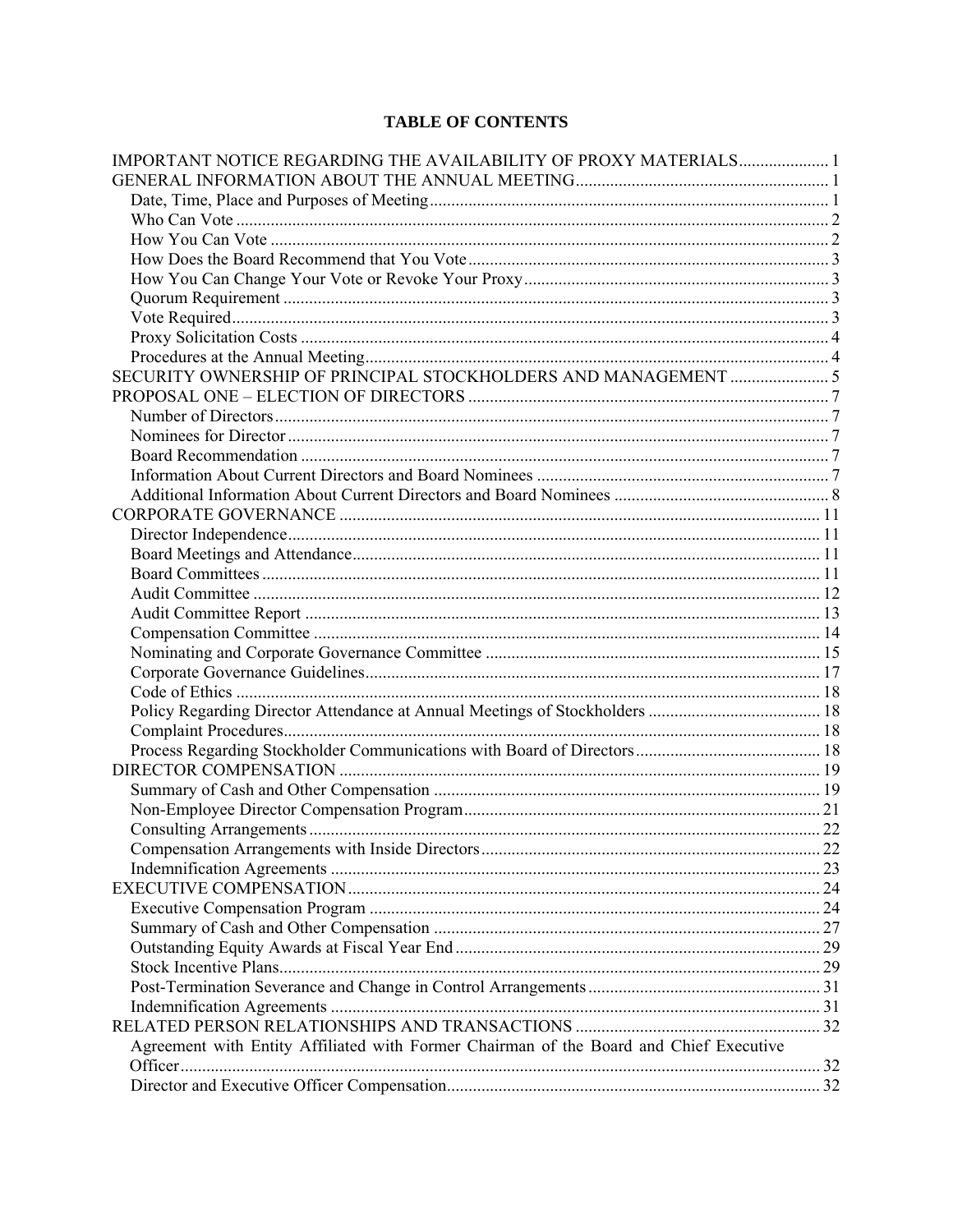# TABLE OF CONTENTS

| | |
|---|---|
| IMPORTANT NOTICE REGARDING THE AVAILABILITY OF PROXY MATERIALS | 1 |
| GENERAL INFORMATION ABOUT THE ANNUAL MEETING | 1 |
| Date, Time, Place and Purposes of Meeting | 1 |
| Who Can Vote | 2 |
| How You Can Vote | 2 |
| How Does the Board Recommend that You Vote | 3 |
| How You Can Change Your Vote or Revoke Your Proxy | 3 |
| Quorum Requirement | 3 |
| Vote Required | 3 |
| Proxy Solicitation Costs | 4 |
| Procedures at the Annual Meeting | 4 |
| SECURITY OWNERSHIP OF PRINCIPAL STOCKHOLDERS AND MANAGEMENT | 5 |
| PROPOSAL ONE – ELECTION OF DIRECTORS | 7 |
| Number of Directors | 7 |
| Nominees for Director | 7 |
| Board Recommendation | 7 |
| Information About Current Directors and Board Nominees | 7 |
| Additional Information About Current Directors and Board Nominees | 8 |
| CORPORATE GOVERNANCE | 11 |
| Director Independence | 11 |
| Board Meetings and Attendance | 11 |
| Board Committees | 11 |
| Audit Committee | 12 |
| Audit Committee Report | 13 |
| Compensation Committee | 14 |
| Nominating and Corporate Governance Committee | 15 |
| Corporate Governance Guidelines | 17 |
| Code of Ethics | 18 |
| Policy Regarding Director Attendance at Annual Meetings of Stockholders | 18 |
| Complaint Procedures | 18 |
| Process Regarding Stockholder Communications with Board of Directors | 18 |
| DIRECTOR COMPENSATION | 19 |
| Summary of Cash and Other Compensation | 19 |
| Non-Employee Director Compensation Program | 21 |
| Consulting Arrangements | 22 |
| Compensation Arrangements with Inside Directors | 22 |
| Indemnification Agreements | 23 |
| EXECUTIVE COMPENSATION | 24 |
| Executive Compensation Program | 24 |
| Summary of Cash and Other Compensation | 27 |
| Outstanding Equity Awards at Fiscal Year End | 29 |
| Stock Incentive Plans | 29 |
| Post-Termination Severance and Change in Control Arrangements | 31 |
| Indemnification Agreements | 31 |
| RELATED PERSON RELATIONSHIPS AND TRANSACTIONS | 32 |
| Agreement with Entity Affiliated with Former Chairman of the Board and Chief Executive Officer | 32 |
| Director and Executive Officer Compensation | 32 |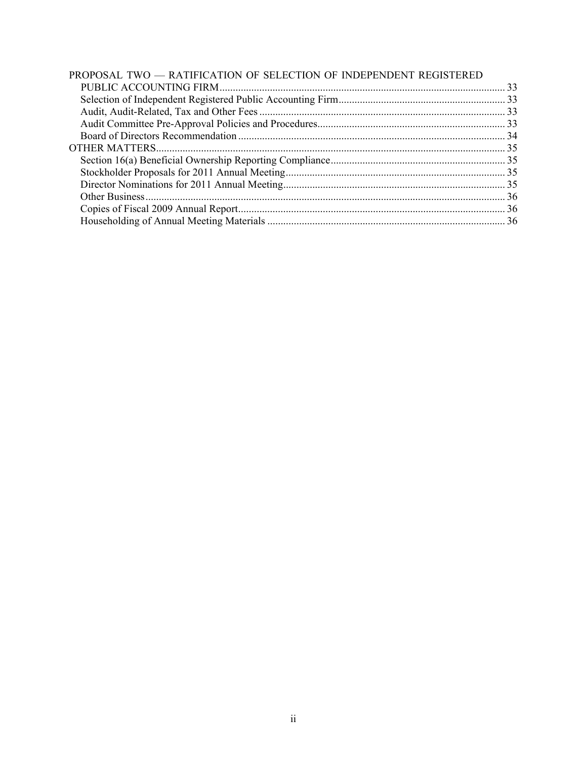PROPOSAL TWO — RATIFICATION OF SELECTION OF INDEPENDENT REGISTERED PUBLIC ACCOUNTING FIRM .... 33
- Selection of Independent Registered Public Accounting Firm .... 33
- Audit, Audit-Related, Tax and Other Fees .... 33
- Audit Committee Pre-Approval Policies and Procedures .... 33
- Board of Directors Recommendation .... 34

OTHER MATTERS .... 35
- Section 16(a) Beneficial Ownership Reporting Compliance .... 35
- Stockholder Proposals for 2011 Annual Meeting .... 35
- Director Nominations for 2011 Annual Meeting .... 35
- Other Business .... 36
- Copies of Fiscal 2009 Annual Report .... 36
- Householding of Annual Meeting Materials .... 36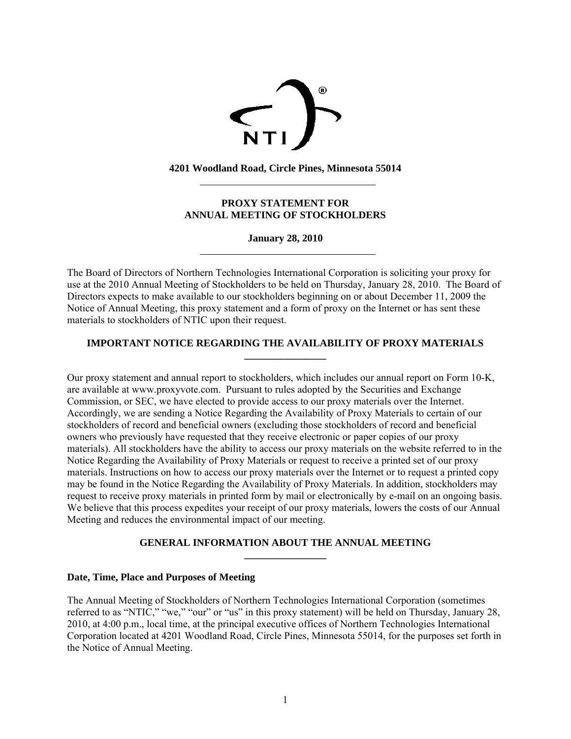**4201 Woodland Road, Circle Pines, Minnesota 55014**

## PROXY STATEMENT FOR ANNUAL MEETING OF STOCKHOLDERS

**January 28, 2010**

The Board of Directors of Northern Technologies International Corporation is soliciting your proxy for use at the 2010 Annual Meeting of Stockholders to be held on Thursday, January 28, 2010. The Board of Directors expects to make available to our stockholders beginning on or about December 11, 2009 the Notice of Annual Meeting, this proxy statement and a form of proxy on the Internet or has sent these materials to stockholders of NTIC upon their request.

## IMPORTANT NOTICE REGARDING THE AVAILABILITY OF PROXY MATERIALS

Our proxy statement and annual report to stockholders, which includes our annual report on Form 10-K, are available at www.proxyvote.com. Pursuant to rules adopted by the Securities and Exchange Commission, or SEC, we have elected to provide access to our proxy materials over the Internet. Accordingly, we are sending a Notice Regarding the Availability of Proxy Materials to certain of our stockholders of record and beneficial owners (excluding those stockholders of record and beneficial owners who previously have requested that they receive electronic or paper copies of our proxy materials). All stockholders have the ability to access our proxy materials on the website referred to in the Notice Regarding the Availability of Proxy Materials or request to receive a printed set of our proxy materials. Instructions on how to access our proxy materials over the Internet or to request a printed copy may be found in the Notice Regarding the Availability of Proxy Materials. In addition, stockholders may request to receive proxy materials in printed form by mail or electronically by e-mail on an ongoing basis. We believe that this process expedites your receipt of our proxy materials, lowers the costs of our Annual Meeting and reduces the environmental impact of our meeting.

## GENERAL INFORMATION ABOUT THE ANNUAL MEETING

### Date, Time, Place and Purposes of Meeting

The Annual Meeting of Stockholders of Northern Technologies International Corporation (sometimes referred to as "NTIC," "we," "our" or "us" in this proxy statement) will be held on Thursday, January 28, 2010, at 4:00 p.m., local time, at the principal executive offices of Northern Technologies International Corporation located at 4201 Woodland Road, Circle Pines, Minnesota 55014, for the purposes set forth in the Notice of Annual Meeting.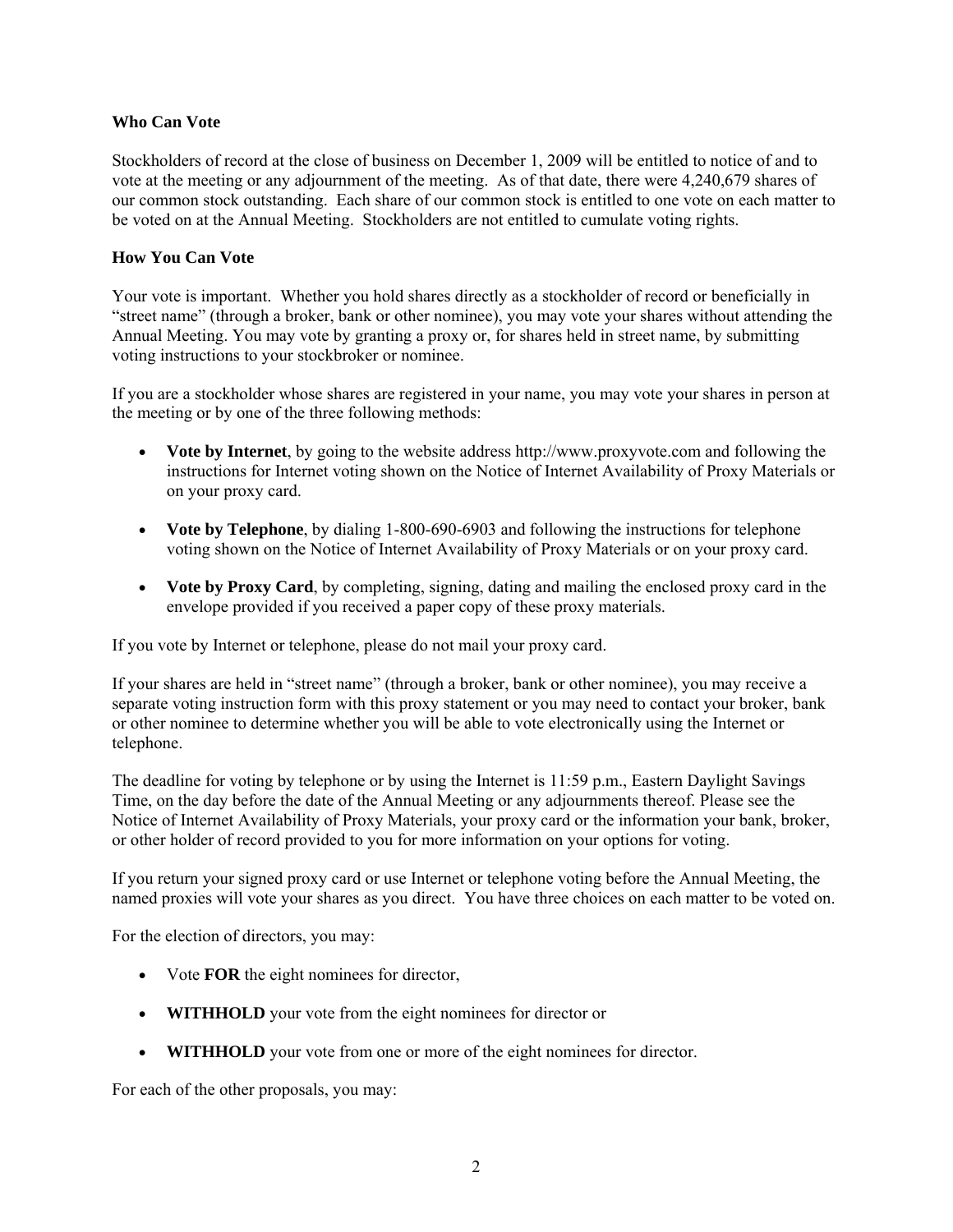### Who Can Vote

Stockholders of record at the close of business on December 1, 2009 will be entitled to notice of and to vote at the meeting or any adjournment of the meeting. As of that date, there were 4,240,679 shares of our common stock outstanding. Each share of our common stock is entitled to one vote on each matter to be voted on at the Annual Meeting. Stockholders are not entitled to cumulate voting rights.

### How You Can Vote

Your vote is important. Whether you hold shares directly as a stockholder of record or beneficially in "street name" (through a broker, bank or other nominee), you may vote your shares without attending the Annual Meeting. You may vote by granting a proxy or, for shares held in street name, by submitting voting instructions to your stockbroker or nominee.

If you are a stockholder whose shares are registered in your name, you may vote your shares in person at the meeting or by one of the three following methods:

- **Vote by Internet**, by going to the website address http://www.proxyvote.com and following the instructions for Internet voting shown on the Notice of Internet Availability of Proxy Materials or on your proxy card.
- **Vote by Telephone**, by dialing 1-800-690-6903 and following the instructions for telephone voting shown on the Notice of Internet Availability of Proxy Materials or on your proxy card.
- **Vote by Proxy Card**, by completing, signing, dating and mailing the enclosed proxy card in the envelope provided if you received a paper copy of these proxy materials.

If you vote by Internet or telephone, please do not mail your proxy card.

If your shares are held in "street name" (through a broker, bank or other nominee), you may receive a separate voting instruction form with this proxy statement or you may need to contact your broker, bank or other nominee to determine whether you will be able to vote electronically using the Internet or telephone.

The deadline for voting by telephone or by using the Internet is 11:59 p.m., Eastern Daylight Savings Time, on the day before the date of the Annual Meeting or any adjournments thereof. Please see the Notice of Internet Availability of Proxy Materials, your proxy card or the information your bank, broker, or other holder of record provided to you for more information on your options for voting.

If you return your signed proxy card or use Internet or telephone voting before the Annual Meeting, the named proxies will vote your shares as you direct. You have three choices on each matter to be voted on.

For the election of directors, you may:

- Vote **FOR** the eight nominees for director,
- **WITHHOLD** your vote from the eight nominees for director or
- **WITHHOLD** your vote from one or more of the eight nominees for director.

For each of the other proposals, you may: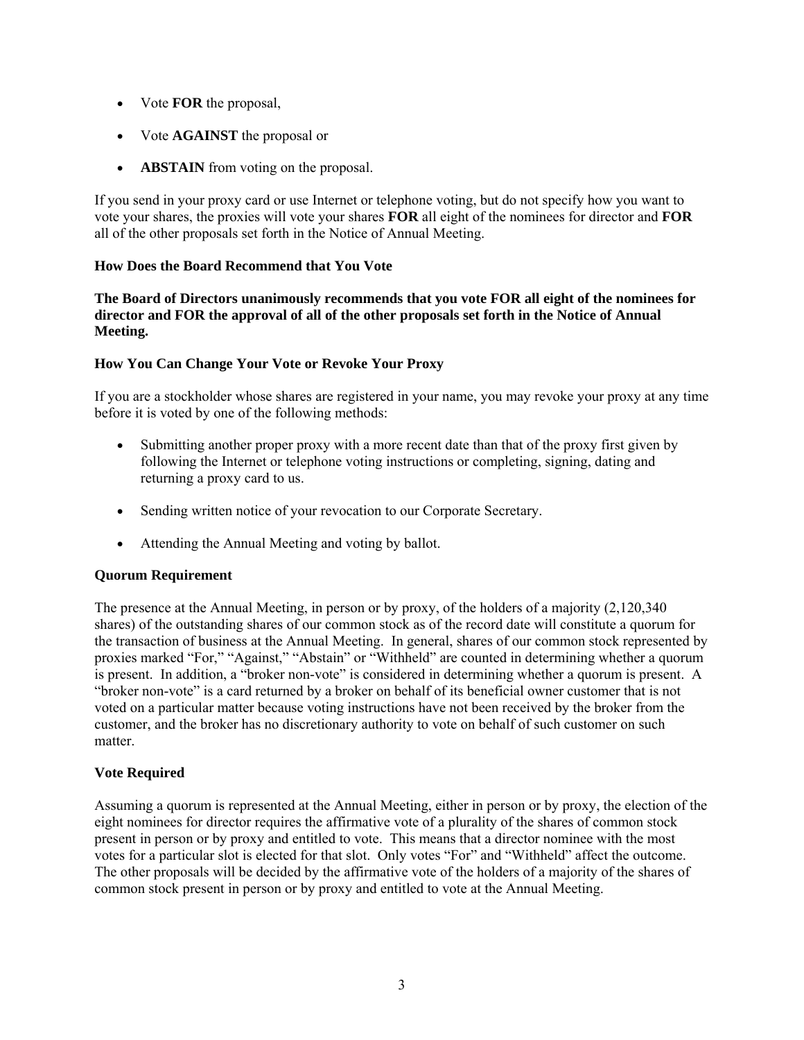- Vote **FOR** the proposal,
- Vote **AGAINST** the proposal or
- **ABSTAIN** from voting on the proposal.

If you send in your proxy card or use Internet or telephone voting, but do not specify how you want to vote your shares, the proxies will vote your shares **FOR** all eight of the nominees for director and **FOR** all of the other proposals set forth in the Notice of Annual Meeting.

**How Does the Board Recommend that You Vote**

**The Board of Directors unanimously recommends that you vote FOR all eight of the nominees for director and FOR the approval of all of the other proposals set forth in the Notice of Annual Meeting.**

**How You Can Change Your Vote or Revoke Your Proxy**

If you are a stockholder whose shares are registered in your name, you may revoke your proxy at any time before it is voted by one of the following methods:

- Submitting another proper proxy with a more recent date than that of the proxy first given by following the Internet or telephone voting instructions or completing, signing, dating and returning a proxy card to us.
- Sending written notice of your revocation to our Corporate Secretary.
- Attending the Annual Meeting and voting by ballot.

**Quorum Requirement**

The presence at the Annual Meeting, in person or by proxy, of the holders of a majority (2,120,340 shares) of the outstanding shares of our common stock as of the record date will constitute a quorum for the transaction of business at the Annual Meeting. In general, shares of our common stock represented by proxies marked "For," "Against," "Abstain" or "Withheld" are counted in determining whether a quorum is present. In addition, a "broker non-vote" is considered in determining whether a quorum is present. A "broker non-vote" is a card returned by a broker on behalf of its beneficial owner customer that is not voted on a particular matter because voting instructions have not been received by the broker from the customer, and the broker has no discretionary authority to vote on behalf of such customer on such matter.

**Vote Required**

Assuming a quorum is represented at the Annual Meeting, either in person or by proxy, the election of the eight nominees for director requires the affirmative vote of a plurality of the shares of common stock present in person or by proxy and entitled to vote. This means that a director nominee with the most votes for a particular slot is elected for that slot. Only votes "For" and "Withheld" affect the outcome. The other proposals will be decided by the affirmative vote of the holders of a majority of the shares of common stock present in person or by proxy and entitled to vote at the Annual Meeting.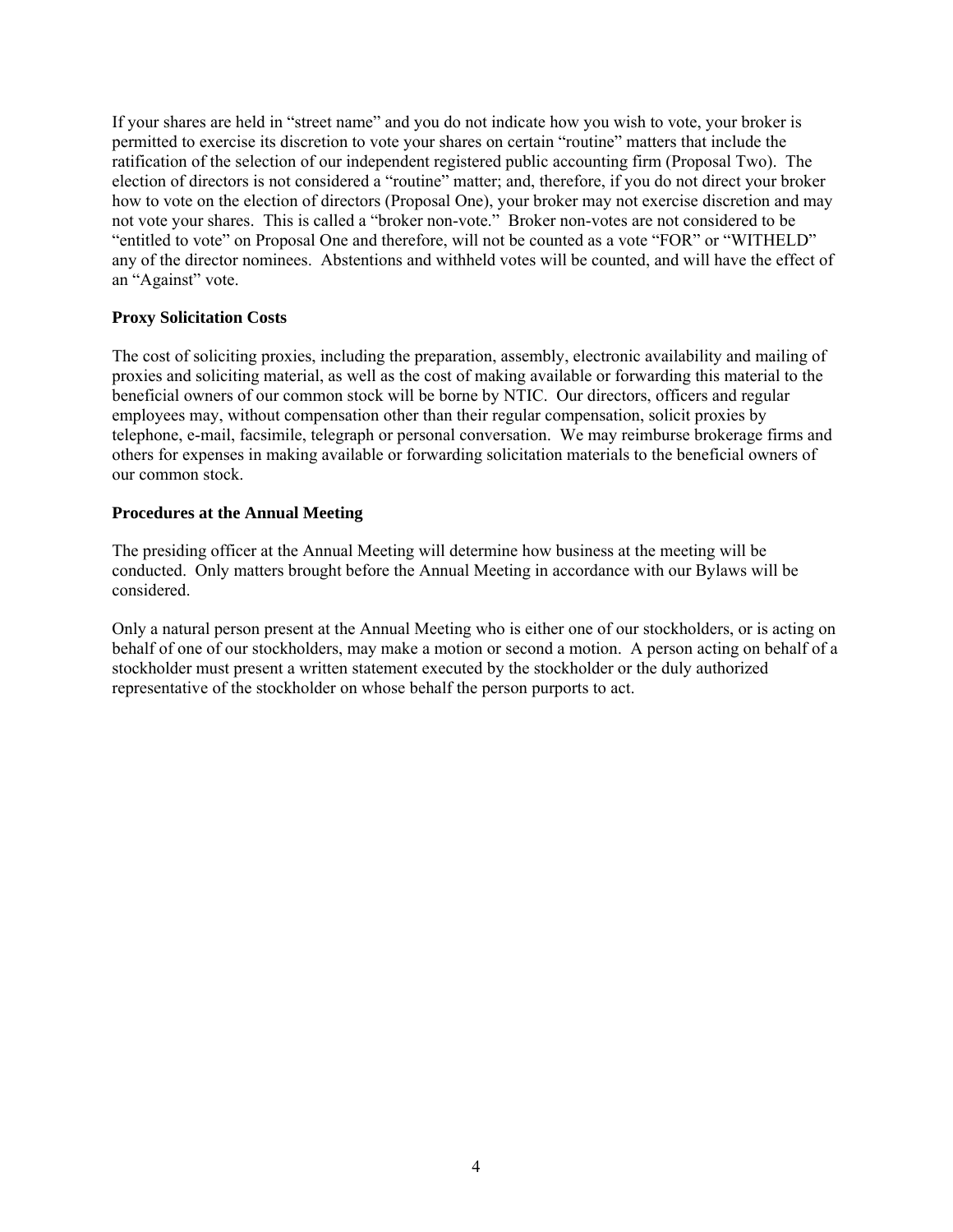If your shares are held in "street name" and you do not indicate how you wish to vote, your broker is permitted to exercise its discretion to vote your shares on certain "routine" matters that include the ratification of the selection of our independent registered public accounting firm (Proposal Two). The election of directors is not considered a "routine" matter; and, therefore, if you do not direct your broker how to vote on the election of directors (Proposal One), your broker may not exercise discretion and may not vote your shares. This is called a "broker non-vote." Broker non-votes are not considered to be "entitled to vote" on Proposal One and therefore, will not be counted as a vote "FOR" or "WITHELD" any of the director nominees. Abstentions and withheld votes will be counted, and will have the effect of an "Against" vote.

**Proxy Solicitation Costs**

The cost of soliciting proxies, including the preparation, assembly, electronic availability and mailing of proxies and soliciting material, as well as the cost of making available or forwarding this material to the beneficial owners of our common stock will be borne by NTIC. Our directors, officers and regular employees may, without compensation other than their regular compensation, solicit proxies by telephone, e-mail, facsimile, telegraph or personal conversation. We may reimburse brokerage firms and others for expenses in making available or forwarding solicitation materials to the beneficial owners of our common stock.

**Procedures at the Annual Meeting**

The presiding officer at the Annual Meeting will determine how business at the meeting will be conducted. Only matters brought before the Annual Meeting in accordance with our Bylaws will be considered.

Only a natural person present at the Annual Meeting who is either one of our stockholders, or is acting on behalf of one of our stockholders, may make a motion or second a motion. A person acting on behalf of a stockholder must present a written statement executed by the stockholder or the duly authorized representative of the stockholder on whose behalf the person purports to act.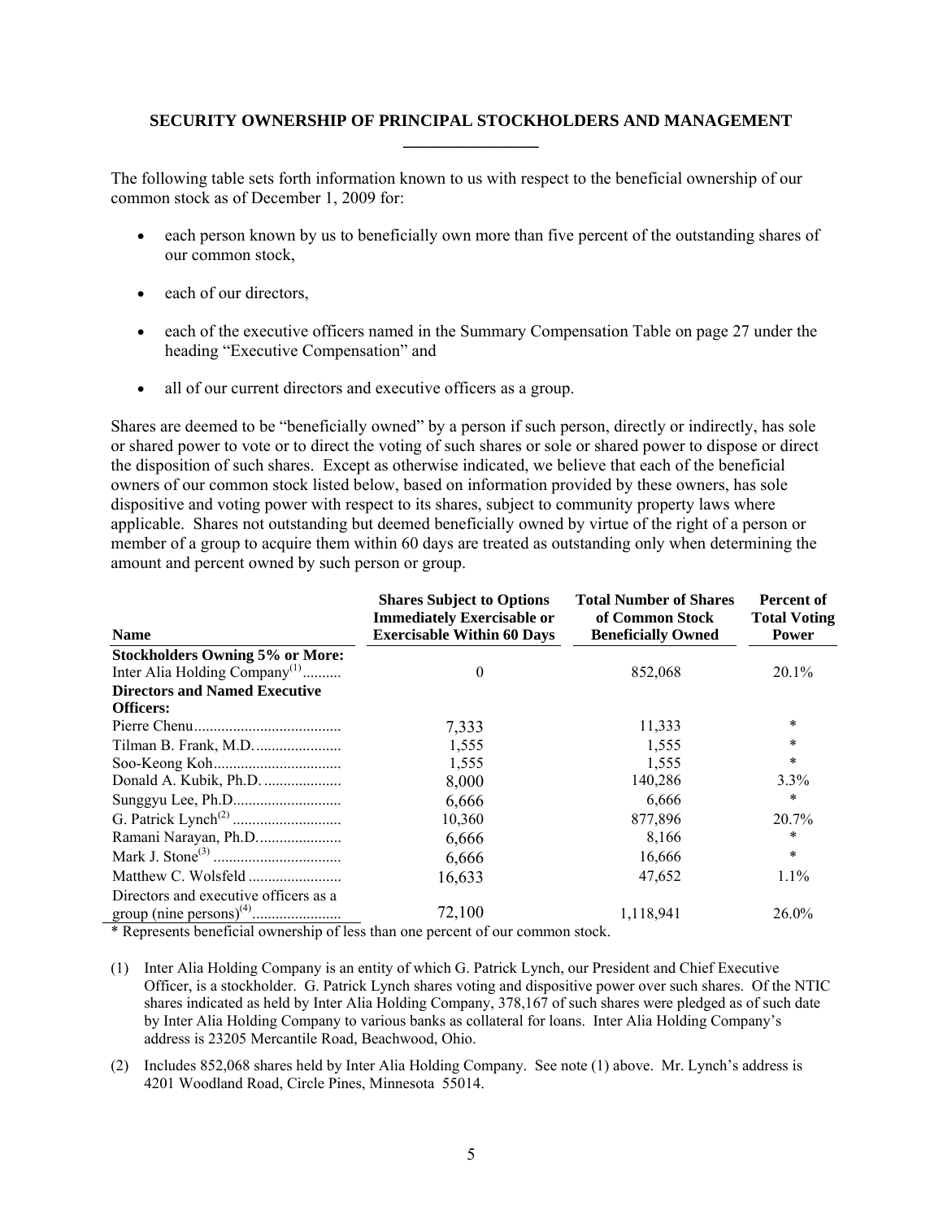## SECURITY OWNERSHIP OF PRINCIPAL STOCKHOLDERS AND MANAGEMENT

The following table sets forth information known to us with respect to the beneficial ownership of our common stock as of December 1, 2009 for:

- each person known by us to beneficially own more than five percent of the outstanding shares of our common stock,
- each of our directors,
- each of the executive officers named in the Summary Compensation Table on page 27 under the heading "Executive Compensation" and
- all of our current directors and executive officers as a group.

Shares are deemed to be "beneficially owned" by a person if such person, directly or indirectly, has sole or shared power to vote or to direct the voting of such shares or sole or shared power to dispose or direct the disposition of such shares. Except as otherwise indicated, we believe that each of the beneficial owners of our common stock listed below, based on information provided by these owners, has sole dispositive and voting power with respect to its shares, subject to community property laws where applicable. Shares not outstanding but deemed beneficially owned by virtue of the right of a person or member of a group to acquire them within 60 days are treated as outstanding only when determining the amount and percent owned by such person or group.

| Name | Shares Subject to Options Immediately Exercisable or Exercisable Within 60 Days | Total Number of Shares of Common Stock Beneficially Owned | Percent of Total Voting Power |
|---|---|---|---|
| **Stockholders Owning 5% or More:** | | | |
| Inter Alia Holding Company[(1)] | 0 | 852,068 | 20.1% |
| **Directors and Named Executive Officers:** | | | |
| Pierre Chenu | 7,333 | 11,333 | * |
| Tilman B. Frank, M.D. | 1,555 | 1,555 | * |
| Soo-Keong Koh | 1,555 | 1,555 | * |
| Donald A. Kubik, Ph.D. | 8,000 | 140,286 | 3.3% |
| Sunggyu Lee, Ph.D. | 6,666 | 6,666 | * |
| G. Patrick Lynch[(2)] | 10,360 | 877,896 | 20.7% |
| Ramani Narayan, Ph.D. | 6,666 | 8,166 | * |
| Mark J. Stone[(3)] | 6,666 | 16,666 | * |
| Matthew C. Wolsfeld | 16,633 | 47,652 | 1.1% |
| Directors and executive officers as a group (nine persons)[(4)] | 72,100 | 1,118,941 | 26.0% |

* Represents beneficial ownership of less than one percent of our common stock.

(1) Inter Alia Holding Company is an entity of which G. Patrick Lynch, our President and Chief Executive Officer, is a stockholder. G. Patrick Lynch shares voting and dispositive power over such shares. Of the NTIC shares indicated as held by Inter Alia Holding Company, 378,167 of such shares were pledged as of such date by Inter Alia Holding Company to various banks as collateral for loans. Inter Alia Holding Company's address is 23205 Mercantile Road, Beachwood, Ohio.

(2) Includes 852,068 shares held by Inter Alia Holding Company. See note (1) above. Mr. Lynch's address is 4201 Woodland Road, Circle Pines, Minnesota 55014.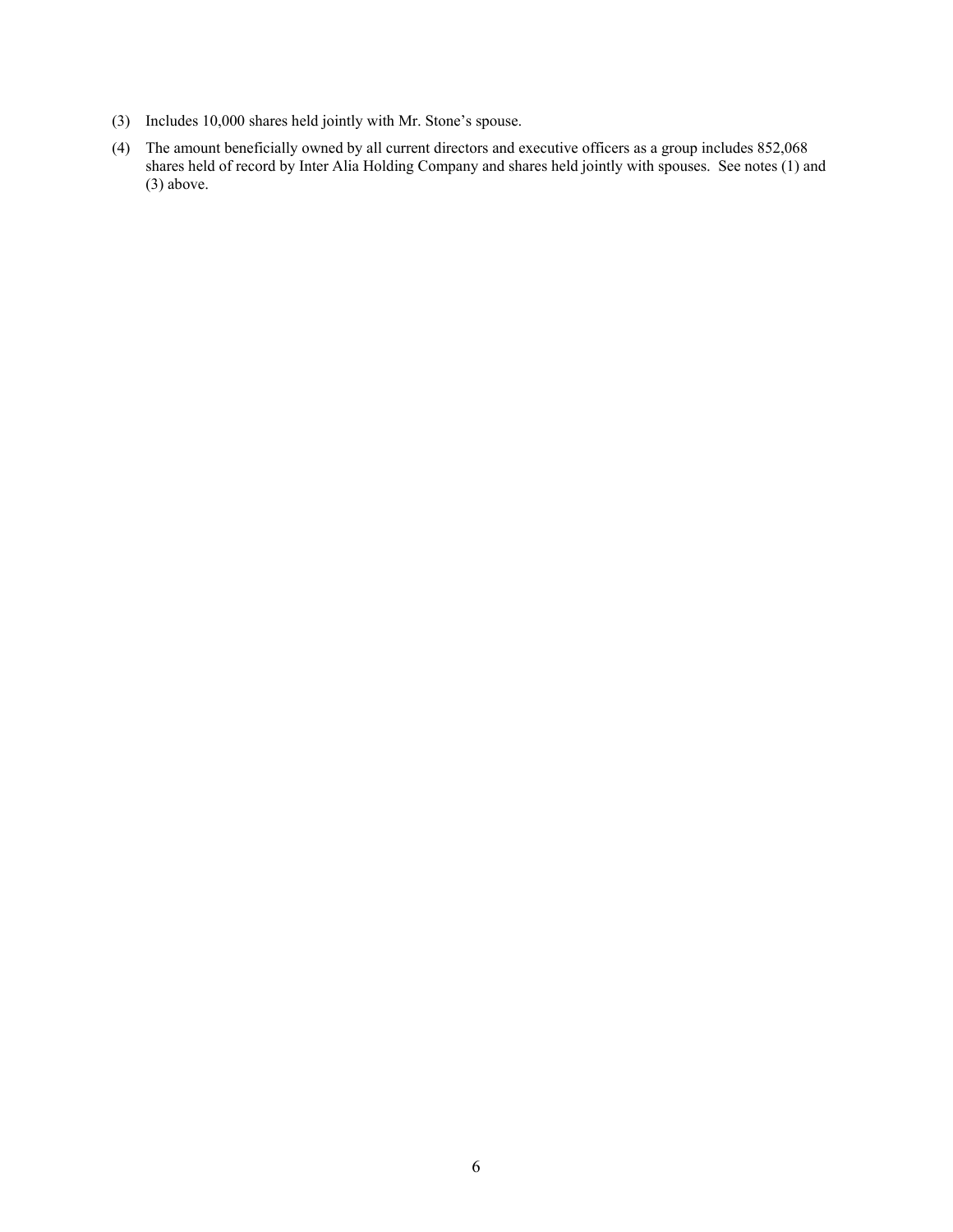(3) Includes 10,000 shares held jointly with Mr. Stone's spouse.

(4) The amount beneficially owned by all current directors and executive officers as a group includes 852,068 shares held of record by Inter Alia Holding Company and shares held jointly with spouses. See notes (1) and (3) above.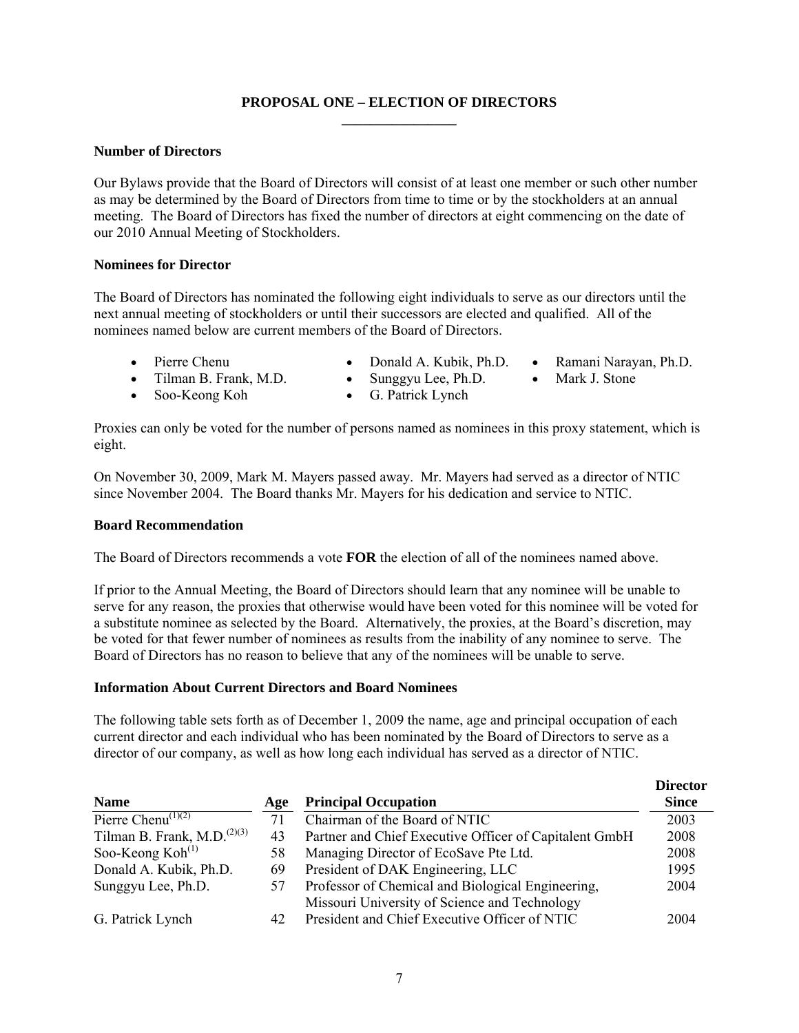## PROPOSAL ONE – ELECTION OF DIRECTORS

### Number of Directors

Our Bylaws provide that the Board of Directors will consist of at least one member or such other number as may be determined by the Board of Directors from time to time or by the stockholders at an annual meeting. The Board of Directors has fixed the number of directors at eight commencing on the date of our 2010 Annual Meeting of Stockholders.

### Nominees for Director

The Board of Directors has nominated the following eight individuals to serve as our directors until the next annual meeting of stockholders or until their successors are elected and qualified. All of the nominees named below are current members of the Board of Directors.

- Pierre Chenu
- Tilman B. Frank, M.D.
- Soo-Keong Koh
- Donald A. Kubik, Ph.D.
- Sunggyu Lee, Ph.D.
- G. Patrick Lynch
- Ramani Narayan, Ph.D.
- Mark J. Stone

Proxies can only be voted for the number of persons named as nominees in this proxy statement, which is eight.

On November 30, 2009, Mark M. Mayers passed away. Mr. Mayers had served as a director of NTIC since November 2004. The Board thanks Mr. Mayers for his dedication and service to NTIC.

### Board Recommendation

The Board of Directors recommends a vote **FOR** the election of all of the nominees named above.

If prior to the Annual Meeting, the Board of Directors should learn that any nominee will be unable to serve for any reason, the proxies that otherwise would have been voted for this nominee will be voted for a substitute nominee as selected by the Board. Alternatively, the proxies, at the Board's discretion, may be voted for that fewer number of nominees as results from the inability of any nominee to serve. The Board of Directors has no reason to believe that any of the nominees will be unable to serve.

### Information About Current Directors and Board Nominees

The following table sets forth as of December 1, 2009 the name, age and principal occupation of each current director and each individual who has been nominated by the Board of Directors to serve as a director of our company, as well as how long each individual has served as a director of NTIC.

| Name | Age | Principal Occupation | Director Since |
|---|---|---|---|
| Pierre Chenu(1)(2) | 71 | Chairman of the Board of NTIC | 2003 |
| Tilman B. Frank, M.D.(2)(3) | 43 | Partner and Chief Executive Officer of Capitalent GmbH | 2008 |
| Soo-Keong Koh(1) | 58 | Managing Director of EcoSave Pte Ltd. | 2008 |
| Donald A. Kubik, Ph.D. | 69 | President of DAK Engineering, LLC | 1995 |
| Sunggyu Lee, Ph.D. | 57 | Professor of Chemical and Biological Engineering, Missouri University of Science and Technology | 2004 |
| G. Patrick Lynch | 42 | President and Chief Executive Officer of NTIC | 2004 |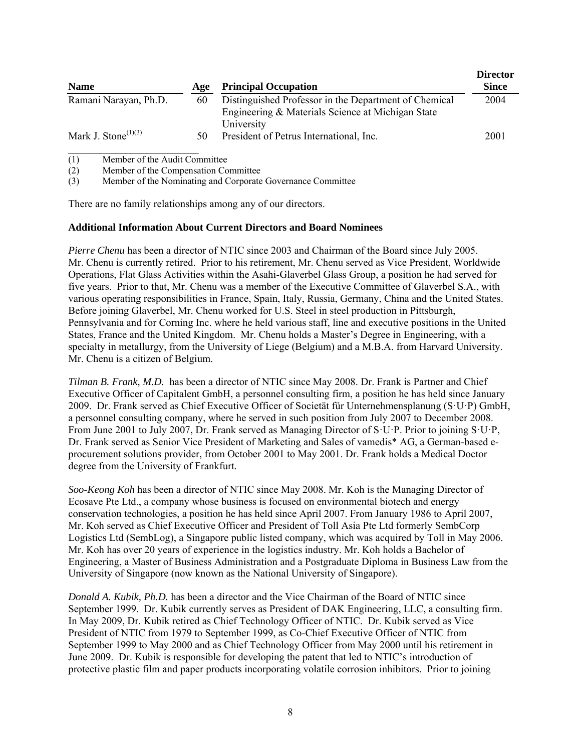| Name | Age | Principal Occupation | Director Since |
|---|---|---|---|
| Ramani Narayan, Ph.D. | 60 | Distinguished Professor in the Department of Chemical Engineering & Materials Science at Michigan State University | 2004 |
| Mark J. Stone[(1)(3)] | 50 | President of Petrus International, Inc. | 2001 |

(1) Member of the Audit Committee
(2) Member of the Compensation Committee
(3) Member of the Nominating and Corporate Governance Committee

There are no family relationships among any of our directors.

**Additional Information About Current Directors and Board Nominees**

*Pierre Chenu* has been a director of NTIC since 2003 and Chairman of the Board since July 2005. Mr. Chenu is currently retired. Prior to his retirement, Mr. Chenu served as Vice President, Worldwide Operations, Flat Glass Activities within the Asahi-Glaverbel Glass Group, a position he had served for five years. Prior to that, Mr. Chenu was a member of the Executive Committee of Glaverbel S.A., with various operating responsibilities in France, Spain, Italy, Russia, Germany, China and the United States. Before joining Glaverbel, Mr. Chenu worked for U.S. Steel in steel production in Pittsburgh, Pennsylvania and for Corning Inc. where he held various staff, line and executive positions in the United States, France and the United Kingdom. Mr. Chenu holds a Master's Degree in Engineering, with a specialty in metallurgy, from the University of Liege (Belgium) and a M.B.A. from Harvard University. Mr. Chenu is a citizen of Belgium.

*Tilman B. Frank, M.D.* has been a director of NTIC since May 2008. Dr. Frank is Partner and Chief Executive Officer of Capitalent GmbH, a personnel consulting firm, a position he has held since January 2009. Dr. Frank served as Chief Executive Officer of Societät für Unternehmensplanung (S·U·P) GmbH, a personnel consulting company, where he served in such position from July 2007 to December 2008. From June 2001 to July 2007, Dr. Frank served as Managing Director of S·U·P. Prior to joining S·U·P, Dr. Frank served as Senior Vice President of Marketing and Sales of vamedis* AG, a German-based e-procurement solutions provider, from October 2001 to May 2001. Dr. Frank holds a Medical Doctor degree from the University of Frankfurt.

*Soo-Keong Koh* has been a director of NTIC since May 2008. Mr. Koh is the Managing Director of Ecosave Pte Ltd., a company whose business is focused on environmental biotech and energy conservation technologies, a position he has held since April 2007. From January 1986 to April 2007, Mr. Koh served as Chief Executive Officer and President of Toll Asia Pte Ltd formerly SembCorp Logistics Ltd (SembLog), a Singapore public listed company, which was acquired by Toll in May 2006. Mr. Koh has over 20 years of experience in the logistics industry. Mr. Koh holds a Bachelor of Engineering, a Master of Business Administration and a Postgraduate Diploma in Business Law from the University of Singapore (now known as the National University of Singapore).

*Donald A. Kubik, Ph.D.* has been a director and the Vice Chairman of the Board of NTIC since September 1999. Dr. Kubik currently serves as President of DAK Engineering, LLC, a consulting firm. In May 2009, Dr. Kubik retired as Chief Technology Officer of NTIC. Dr. Kubik served as Vice President of NTIC from 1979 to September 1999, as Co-Chief Executive Officer of NTIC from September 1999 to May 2000 and as Chief Technology Officer from May 2000 until his retirement in June 2009. Dr. Kubik is responsible for developing the patent that led to NTIC's introduction of protective plastic film and paper products incorporating volatile corrosion inhibitors. Prior to joining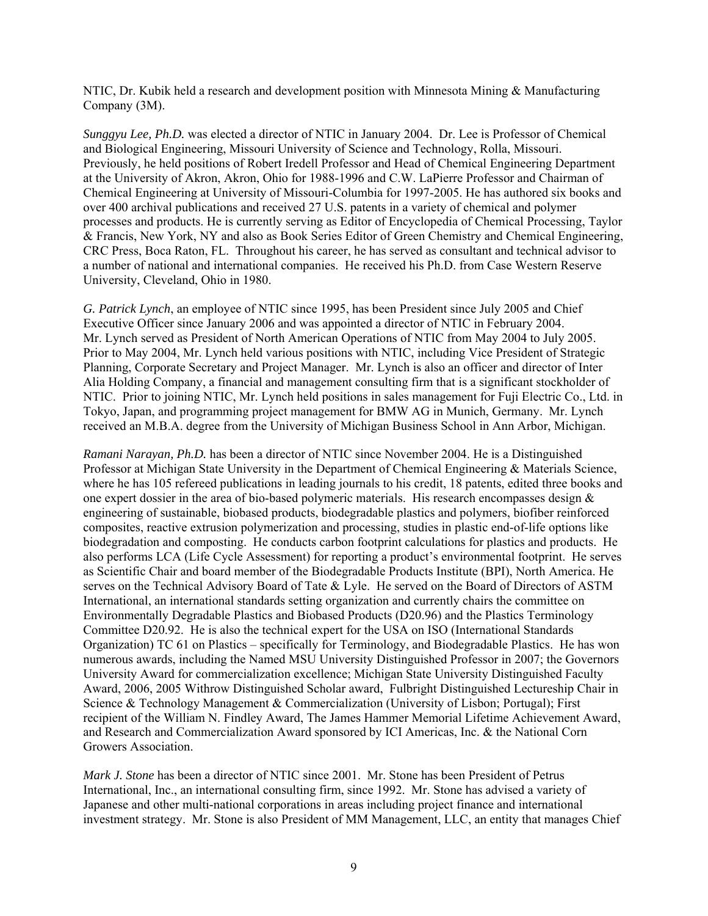NTIC, Dr. Kubik held a research and development position with Minnesota Mining & Manufacturing Company (3M).

*Sunggyu Lee, Ph.D.* was elected a director of NTIC in January 2004. Dr. Lee is Professor of Chemical and Biological Engineering, Missouri University of Science and Technology, Rolla, Missouri. Previously, he held positions of Robert Iredell Professor and Head of Chemical Engineering Department at the University of Akron, Akron, Ohio for 1988-1996 and C.W. LaPierre Professor and Chairman of Chemical Engineering at University of Missouri-Columbia for 1997-2005. He has authored six books and over 400 archival publications and received 27 U.S. patents in a variety of chemical and polymer processes and products. He is currently serving as Editor of Encyclopedia of Chemical Processing, Taylor & Francis, New York, NY and also as Book Series Editor of Green Chemistry and Chemical Engineering, CRC Press, Boca Raton, FL. Throughout his career, he has served as consultant and technical advisor to a number of national and international companies. He received his Ph.D. from Case Western Reserve University, Cleveland, Ohio in 1980.

*G. Patrick Lynch*, an employee of NTIC since 1995, has been President since July 2005 and Chief Executive Officer since January 2006 and was appointed a director of NTIC in February 2004. Mr. Lynch served as President of North American Operations of NTIC from May 2004 to July 2005. Prior to May 2004, Mr. Lynch held various positions with NTIC, including Vice President of Strategic Planning, Corporate Secretary and Project Manager. Mr. Lynch is also an officer and director of Inter Alia Holding Company, a financial and management consulting firm that is a significant stockholder of NTIC. Prior to joining NTIC, Mr. Lynch held positions in sales management for Fuji Electric Co., Ltd. in Tokyo, Japan, and programming project management for BMW AG in Munich, Germany. Mr. Lynch received an M.B.A. degree from the University of Michigan Business School in Ann Arbor, Michigan.

*Ramani Narayan, Ph.D.* has been a director of NTIC since November 2004. He is a Distinguished Professor at Michigan State University in the Department of Chemical Engineering & Materials Science, where he has 105 refereed publications in leading journals to his credit, 18 patents, edited three books and one expert dossier in the area of bio-based polymeric materials. His research encompasses design & engineering of sustainable, biobased products, biodegradable plastics and polymers, biofiber reinforced composites, reactive extrusion polymerization and processing, studies in plastic end-of-life options like biodegradation and composting. He conducts carbon footprint calculations for plastics and products. He also performs LCA (Life Cycle Assessment) for reporting a product's environmental footprint. He serves as Scientific Chair and board member of the Biodegradable Products Institute (BPI), North America. He serves on the Technical Advisory Board of Tate & Lyle. He served on the Board of Directors of ASTM International, an international standards setting organization and currently chairs the committee on Environmentally Degradable Plastics and Biobased Products (D20.96) and the Plastics Terminology Committee D20.92. He is also the technical expert for the USA on ISO (International Standards Organization) TC 61 on Plastics – specifically for Terminology, and Biodegradable Plastics. He has won numerous awards, including the Named MSU University Distinguished Professor in 2007; the Governors University Award for commercialization excellence; Michigan State University Distinguished Faculty Award, 2006, 2005 Withrow Distinguished Scholar award, Fulbright Distinguished Lectureship Chair in Science & Technology Management & Commercialization (University of Lisbon; Portugal); First recipient of the William N. Findley Award, The James Hammer Memorial Lifetime Achievement Award, and Research and Commercialization Award sponsored by ICI Americas, Inc. & the National Corn Growers Association.

*Mark J. Stone* has been a director of NTIC since 2001. Mr. Stone has been President of Petrus International, Inc., an international consulting firm, since 1992. Mr. Stone has advised a variety of Japanese and other multi-national corporations in areas including project finance and international investment strategy. Mr. Stone is also President of MM Management, LLC, an entity that manages Chief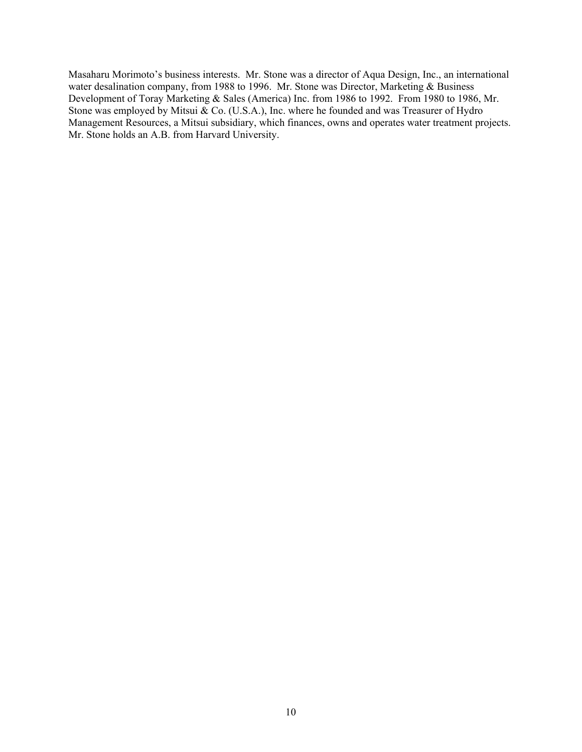Masaharu Morimoto's business interests. Mr. Stone was a director of Aqua Design, Inc., an international water desalination company, from 1988 to 1996. Mr. Stone was Director, Marketing & Business Development of Toray Marketing & Sales (America) Inc. from 1986 to 1992. From 1980 to 1986, Mr. Stone was employed by Mitsui & Co. (U.S.A.), Inc. where he founded and was Treasurer of Hydro Management Resources, a Mitsui subsidiary, which finances, owns and operates water treatment projects. Mr. Stone holds an A.B. from Harvard University.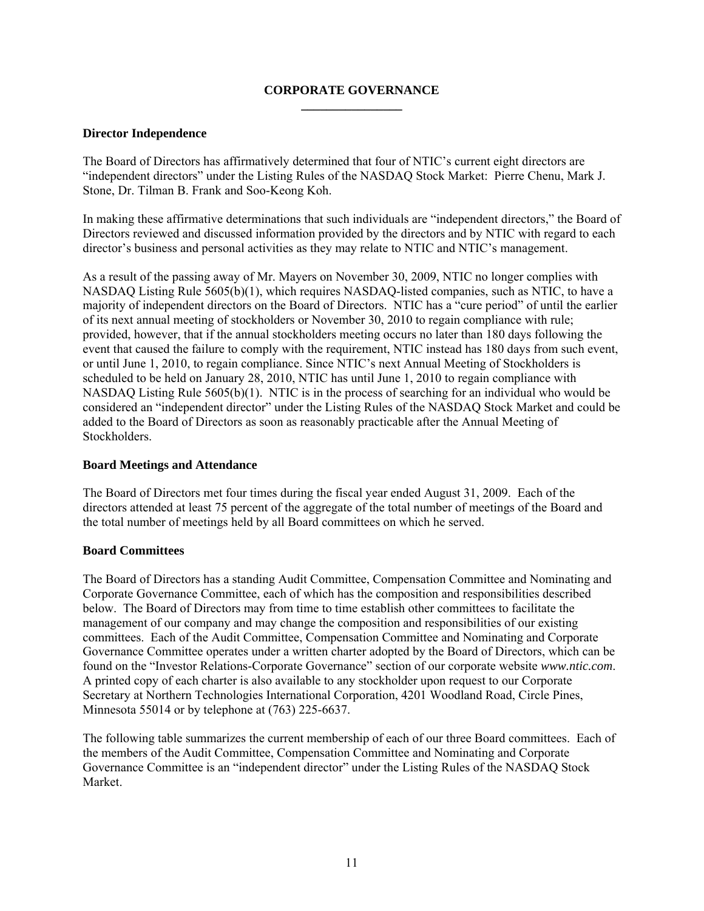## CORPORATE GOVERNANCE

### Director Independence

The Board of Directors has affirmatively determined that four of NTIC's current eight directors are "independent directors" under the Listing Rules of the NASDAQ Stock Market: Pierre Chenu, Mark J. Stone, Dr. Tilman B. Frank and Soo-Keong Koh.

In making these affirmative determinations that such individuals are "independent directors," the Board of Directors reviewed and discussed information provided by the directors and by NTIC with regard to each director's business and personal activities as they may relate to NTIC and NTIC's management.

As a result of the passing away of Mr. Mayers on November 30, 2009, NTIC no longer complies with NASDAQ Listing Rule 5605(b)(1), which requires NASDAQ-listed companies, such as NTIC, to have a majority of independent directors on the Board of Directors. NTIC has a "cure period" of until the earlier of its next annual meeting of stockholders or November 30, 2010 to regain compliance with rule; provided, however, that if the annual stockholders meeting occurs no later than 180 days following the event that caused the failure to comply with the requirement, NTIC instead has 180 days from such event, or until June 1, 2010, to regain compliance. Since NTIC's next Annual Meeting of Stockholders is scheduled to be held on January 28, 2010, NTIC has until June 1, 2010 to regain compliance with NASDAQ Listing Rule 5605(b)(1). NTIC is in the process of searching for an individual who would be considered an "independent director" under the Listing Rules of the NASDAQ Stock Market and could be added to the Board of Directors as soon as reasonably practicable after the Annual Meeting of Stockholders.

### Board Meetings and Attendance

The Board of Directors met four times during the fiscal year ended August 31, 2009. Each of the directors attended at least 75 percent of the aggregate of the total number of meetings of the Board and the total number of meetings held by all Board committees on which he served.

### Board Committees

The Board of Directors has a standing Audit Committee, Compensation Committee and Nominating and Corporate Governance Committee, each of which has the composition and responsibilities described below. The Board of Directors may from time to time establish other committees to facilitate the management of our company and may change the composition and responsibilities of our existing committees. Each of the Audit Committee, Compensation Committee and Nominating and Corporate Governance Committee operates under a written charter adopted by the Board of Directors, which can be found on the "Investor Relations-Corporate Governance" section of our corporate website *www.ntic.com*. A printed copy of each charter is also available to any stockholder upon request to our Corporate Secretary at Northern Technologies International Corporation, 4201 Woodland Road, Circle Pines, Minnesota 55014 or by telephone at (763) 225-6637.

The following table summarizes the current membership of each of our three Board committees. Each of the members of the Audit Committee, Compensation Committee and Nominating and Corporate Governance Committee is an "independent director" under the Listing Rules of the NASDAQ Stock Market.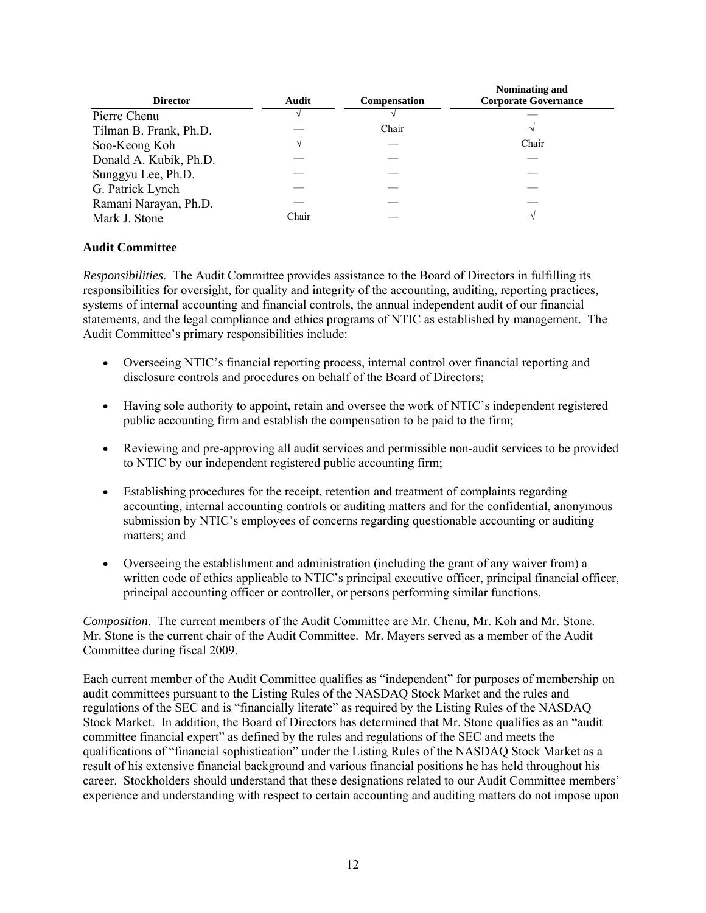| Director | Audit | Compensation | Nominating and Corporate Governance |
| --- | --- | --- | --- |
| Pierre Chenu | √ | √ | — |
| Tilman B. Frank, Ph.D. | — | Chair | √ |
| Soo-Keong Koh | √ | — | Chair |
| Donald A. Kubik, Ph.D. | — | — | — |
| Sunggyu Lee, Ph.D. | — | — | — |
| G. Patrick Lynch | — | — | — |
| Ramani Narayan, Ph.D. | — | — | — |
| Mark J. Stone | Chair | — | √ |

### Audit Committee

*Responsibilities*. The Audit Committee provides assistance to the Board of Directors in fulfilling its responsibilities for oversight, for quality and integrity of the accounting, auditing, reporting practices, systems of internal accounting and financial controls, the annual independent audit of our financial statements, and the legal compliance and ethics programs of NTIC as established by management. The Audit Committee's primary responsibilities include:

- Overseeing NTIC's financial reporting process, internal control over financial reporting and disclosure controls and procedures on behalf of the Board of Directors;
- Having sole authority to appoint, retain and oversee the work of NTIC's independent registered public accounting firm and establish the compensation to be paid to the firm;
- Reviewing and pre-approving all audit services and permissible non-audit services to be provided to NTIC by our independent registered public accounting firm;
- Establishing procedures for the receipt, retention and treatment of complaints regarding accounting, internal accounting controls or auditing matters and for the confidential, anonymous submission by NTIC's employees of concerns regarding questionable accounting or auditing matters; and
- Overseeing the establishment and administration (including the grant of any waiver from) a written code of ethics applicable to NTIC's principal executive officer, principal financial officer, principal accounting officer or controller, or persons performing similar functions.

*Composition*. The current members of the Audit Committee are Mr. Chenu, Mr. Koh and Mr. Stone. Mr. Stone is the current chair of the Audit Committee. Mr. Mayers served as a member of the Audit Committee during fiscal 2009.

Each current member of the Audit Committee qualifies as "independent" for purposes of membership on audit committees pursuant to the Listing Rules of the NASDAQ Stock Market and the rules and regulations of the SEC and is "financially literate" as required by the Listing Rules of the NASDAQ Stock Market. In addition, the Board of Directors has determined that Mr. Stone qualifies as an "audit committee financial expert" as defined by the rules and regulations of the SEC and meets the qualifications of "financial sophistication" under the Listing Rules of the NASDAQ Stock Market as a result of his extensive financial background and various financial positions he has held throughout his career. Stockholders should understand that these designations related to our Audit Committee members' experience and understanding with respect to certain accounting and auditing matters do not impose upon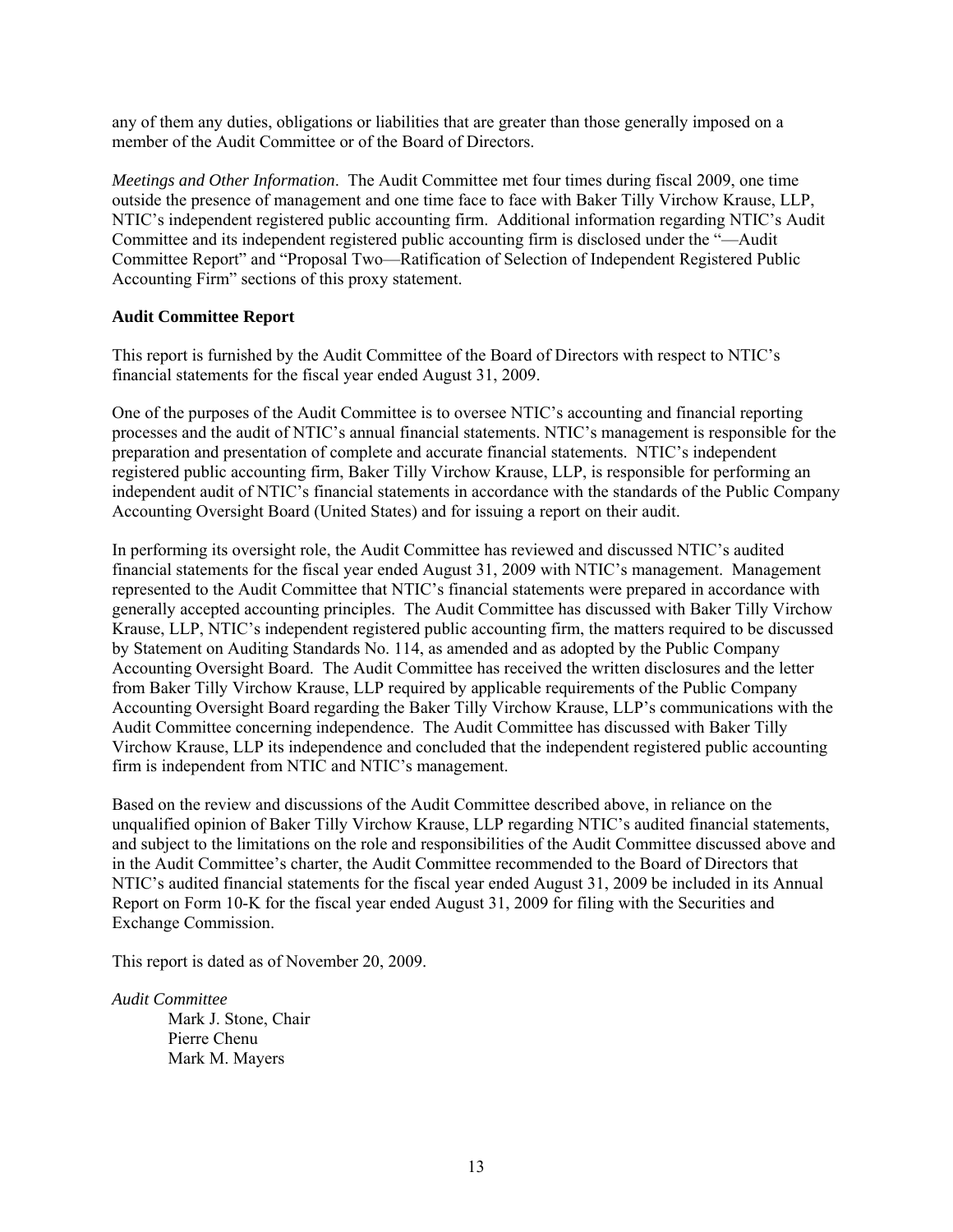any of them any duties, obligations or liabilities that are greater than those generally imposed on a member of the Audit Committee or of the Board of Directors.

*Meetings and Other Information*. The Audit Committee met four times during fiscal 2009, one time outside the presence of management and one time face to face with Baker Tilly Virchow Krause, LLP, NTIC's independent registered public accounting firm. Additional information regarding NTIC's Audit Committee and its independent registered public accounting firm is disclosed under the "—Audit Committee Report" and "Proposal Two—Ratification of Selection of Independent Registered Public Accounting Firm" sections of this proxy statement.

**Audit Committee Report**

This report is furnished by the Audit Committee of the Board of Directors with respect to NTIC's financial statements for the fiscal year ended August 31, 2009.

One of the purposes of the Audit Committee is to oversee NTIC's accounting and financial reporting processes and the audit of NTIC's annual financial statements. NTIC's management is responsible for the preparation and presentation of complete and accurate financial statements. NTIC's independent registered public accounting firm, Baker Tilly Virchow Krause, LLP, is responsible for performing an independent audit of NTIC's financial statements in accordance with the standards of the Public Company Accounting Oversight Board (United States) and for issuing a report on their audit.

In performing its oversight role, the Audit Committee has reviewed and discussed NTIC's audited financial statements for the fiscal year ended August 31, 2009 with NTIC's management. Management represented to the Audit Committee that NTIC's financial statements were prepared in accordance with generally accepted accounting principles. The Audit Committee has discussed with Baker Tilly Virchow Krause, LLP, NTIC's independent registered public accounting firm, the matters required to be discussed by Statement on Auditing Standards No. 114, as amended and as adopted by the Public Company Accounting Oversight Board. The Audit Committee has received the written disclosures and the letter from Baker Tilly Virchow Krause, LLP required by applicable requirements of the Public Company Accounting Oversight Board regarding the Baker Tilly Virchow Krause, LLP's communications with the Audit Committee concerning independence. The Audit Committee has discussed with Baker Tilly Virchow Krause, LLP its independence and concluded that the independent registered public accounting firm is independent from NTIC and NTIC's management.

Based on the review and discussions of the Audit Committee described above, in reliance on the unqualified opinion of Baker Tilly Virchow Krause, LLP regarding NTIC's audited financial statements, and subject to the limitations on the role and responsibilities of the Audit Committee discussed above and in the Audit Committee's charter, the Audit Committee recommended to the Board of Directors that NTIC's audited financial statements for the fiscal year ended August 31, 2009 be included in its Annual Report on Form 10-K for the fiscal year ended August 31, 2009 for filing with the Securities and Exchange Commission.

This report is dated as of November 20, 2009.

*Audit Committee*

Mark J. Stone, Chair
Pierre Chenu
Mark M. Mayers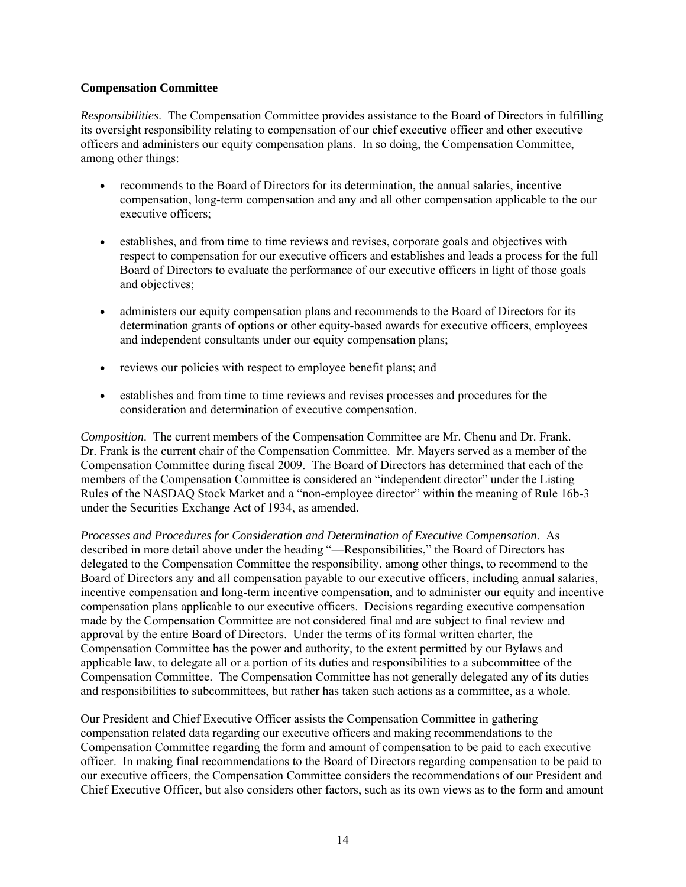**Compensation Committee**

*Responsibilities*. The Compensation Committee provides assistance to the Board of Directors in fulfilling its oversight responsibility relating to compensation of our chief executive officer and other executive officers and administers our equity compensation plans. In so doing, the Compensation Committee, among other things:

- recommends to the Board of Directors for its determination, the annual salaries, incentive compensation, long-term compensation and any and all other compensation applicable to the our executive officers;
- establishes, and from time to time reviews and revises, corporate goals and objectives with respect to compensation for our executive officers and establishes and leads a process for the full Board of Directors to evaluate the performance of our executive officers in light of those goals and objectives;
- administers our equity compensation plans and recommends to the Board of Directors for its determination grants of options or other equity-based awards for executive officers, employees and independent consultants under our equity compensation plans;
- reviews our policies with respect to employee benefit plans; and
- establishes and from time to time reviews and revises processes and procedures for the consideration and determination of executive compensation.

*Composition*. The current members of the Compensation Committee are Mr. Chenu and Dr. Frank. Dr. Frank is the current chair of the Compensation Committee. Mr. Mayers served as a member of the Compensation Committee during fiscal 2009. The Board of Directors has determined that each of the members of the Compensation Committee is considered an "independent director" under the Listing Rules of the NASDAQ Stock Market and a "non-employee director" within the meaning of Rule 16b-3 under the Securities Exchange Act of 1934, as amended.

*Processes and Procedures for Consideration and Determination of Executive Compensation*. As described in more detail above under the heading "—Responsibilities," the Board of Directors has delegated to the Compensation Committee the responsibility, among other things, to recommend to the Board of Directors any and all compensation payable to our executive officers, including annual salaries, incentive compensation and long-term incentive compensation, and to administer our equity and incentive compensation plans applicable to our executive officers. Decisions regarding executive compensation made by the Compensation Committee are not considered final and are subject to final review and approval by the entire Board of Directors. Under the terms of its formal written charter, the Compensation Committee has the power and authority, to the extent permitted by our Bylaws and applicable law, to delegate all or a portion of its duties and responsibilities to a subcommittee of the Compensation Committee. The Compensation Committee has not generally delegated any of its duties and responsibilities to subcommittees, but rather has taken such actions as a committee, as a whole.

Our President and Chief Executive Officer assists the Compensation Committee in gathering compensation related data regarding our executive officers and making recommendations to the Compensation Committee regarding the form and amount of compensation to be paid to each executive officer. In making final recommendations to the Board of Directors regarding compensation to be paid to our executive officers, the Compensation Committee considers the recommendations of our President and Chief Executive Officer, but also considers other factors, such as its own views as to the form and amount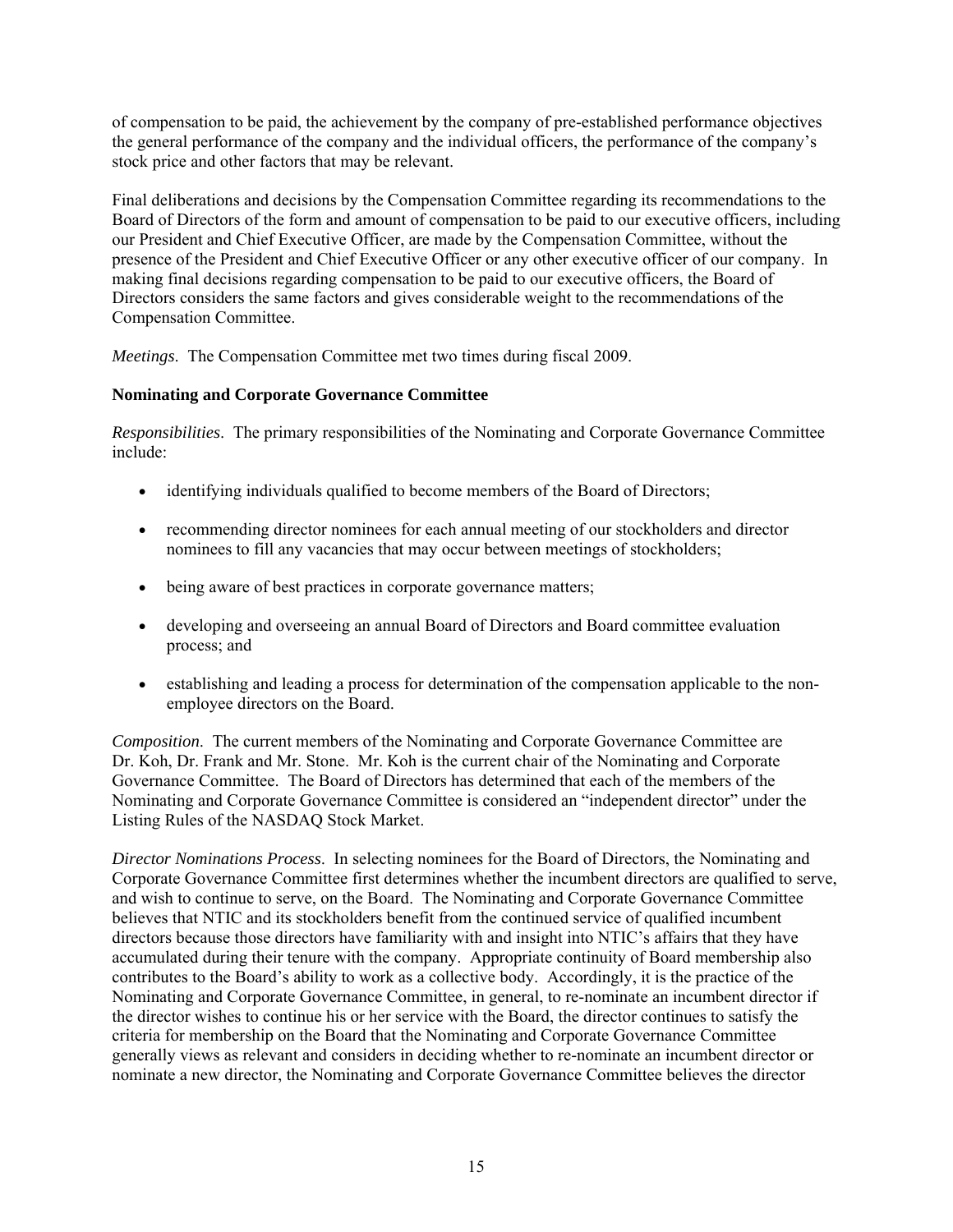of compensation to be paid, the achievement by the company of pre-established performance objectives the general performance of the company and the individual officers, the performance of the company's stock price and other factors that may be relevant.

Final deliberations and decisions by the Compensation Committee regarding its recommendations to the Board of Directors of the form and amount of compensation to be paid to our executive officers, including our President and Chief Executive Officer, are made by the Compensation Committee, without the presence of the President and Chief Executive Officer or any other executive officer of our company. In making final decisions regarding compensation to be paid to our executive officers, the Board of Directors considers the same factors and gives considerable weight to the recommendations of the Compensation Committee.

*Meetings*. The Compensation Committee met two times during fiscal 2009.

**Nominating and Corporate Governance Committee**

*Responsibilities*. The primary responsibilities of the Nominating and Corporate Governance Committee include:

- identifying individuals qualified to become members of the Board of Directors;
- recommending director nominees for each annual meeting of our stockholders and director nominees to fill any vacancies that may occur between meetings of stockholders;
- being aware of best practices in corporate governance matters;
- developing and overseeing an annual Board of Directors and Board committee evaluation process; and
- establishing and leading a process for determination of the compensation applicable to the non-employee directors on the Board.

*Composition*. The current members of the Nominating and Corporate Governance Committee are Dr. Koh, Dr. Frank and Mr. Stone. Mr. Koh is the current chair of the Nominating and Corporate Governance Committee. The Board of Directors has determined that each of the members of the Nominating and Corporate Governance Committee is considered an "independent director" under the Listing Rules of the NASDAQ Stock Market.

*Director Nominations Process*. In selecting nominees for the Board of Directors, the Nominating and Corporate Governance Committee first determines whether the incumbent directors are qualified to serve, and wish to continue to serve, on the Board. The Nominating and Corporate Governance Committee believes that NTIC and its stockholders benefit from the continued service of qualified incumbent directors because those directors have familiarity with and insight into NTIC's affairs that they have accumulated during their tenure with the company. Appropriate continuity of Board membership also contributes to the Board's ability to work as a collective body. Accordingly, it is the practice of the Nominating and Corporate Governance Committee, in general, to re-nominate an incumbent director if the director wishes to continue his or her service with the Board, the director continues to satisfy the criteria for membership on the Board that the Nominating and Corporate Governance Committee generally views as relevant and considers in deciding whether to re-nominate an incumbent director or nominate a new director, the Nominating and Corporate Governance Committee believes the director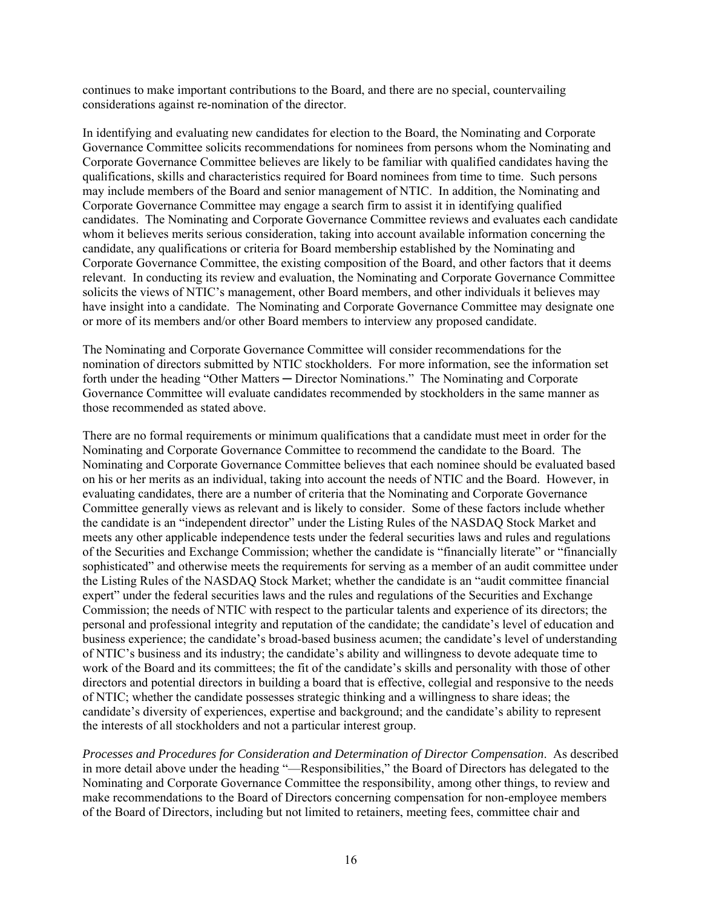continues to make important contributions to the Board, and there are no special, countervailing considerations against re-nomination of the director.

In identifying and evaluating new candidates for election to the Board, the Nominating and Corporate Governance Committee solicits recommendations for nominees from persons whom the Nominating and Corporate Governance Committee believes are likely to be familiar with qualified candidates having the qualifications, skills and characteristics required for Board nominees from time to time. Such persons may include members of the Board and senior management of NTIC. In addition, the Nominating and Corporate Governance Committee may engage a search firm to assist it in identifying qualified candidates. The Nominating and Corporate Governance Committee reviews and evaluates each candidate whom it believes merits serious consideration, taking into account available information concerning the candidate, any qualifications or criteria for Board membership established by the Nominating and Corporate Governance Committee, the existing composition of the Board, and other factors that it deems relevant. In conducting its review and evaluation, the Nominating and Corporate Governance Committee solicits the views of NTIC's management, other Board members, and other individuals it believes may have insight into a candidate. The Nominating and Corporate Governance Committee may designate one or more of its members and/or other Board members to interview any proposed candidate.

The Nominating and Corporate Governance Committee will consider recommendations for the nomination of directors submitted by NTIC stockholders. For more information, see the information set forth under the heading "Other Matters ─ Director Nominations." The Nominating and Corporate Governance Committee will evaluate candidates recommended by stockholders in the same manner as those recommended as stated above.

There are no formal requirements or minimum qualifications that a candidate must meet in order for the Nominating and Corporate Governance Committee to recommend the candidate to the Board. The Nominating and Corporate Governance Committee believes that each nominee should be evaluated based on his or her merits as an individual, taking into account the needs of NTIC and the Board. However, in evaluating candidates, there are a number of criteria that the Nominating and Corporate Governance Committee generally views as relevant and is likely to consider. Some of these factors include whether the candidate is an "independent director" under the Listing Rules of the NASDAQ Stock Market and meets any other applicable independence tests under the federal securities laws and rules and regulations of the Securities and Exchange Commission; whether the candidate is "financially literate" or "financially sophisticated" and otherwise meets the requirements for serving as a member of an audit committee under the Listing Rules of the NASDAQ Stock Market; whether the candidate is an "audit committee financial expert" under the federal securities laws and the rules and regulations of the Securities and Exchange Commission; the needs of NTIC with respect to the particular talents and experience of its directors; the personal and professional integrity and reputation of the candidate; the candidate's level of education and business experience; the candidate's broad-based business acumen; the candidate's level of understanding of NTIC's business and its industry; the candidate's ability and willingness to devote adequate time to work of the Board and its committees; the fit of the candidate's skills and personality with those of other directors and potential directors in building a board that is effective, collegial and responsive to the needs of NTIC; whether the candidate possesses strategic thinking and a willingness to share ideas; the candidate's diversity of experiences, expertise and background; and the candidate's ability to represent the interests of all stockholders and not a particular interest group.

*Processes and Procedures for Consideration and Determination of Director Compensation*. As described in more detail above under the heading "—Responsibilities," the Board of Directors has delegated to the Nominating and Corporate Governance Committee the responsibility, among other things, to review and make recommendations to the Board of Directors concerning compensation for non-employee members of the Board of Directors, including but not limited to retainers, meeting fees, committee chair and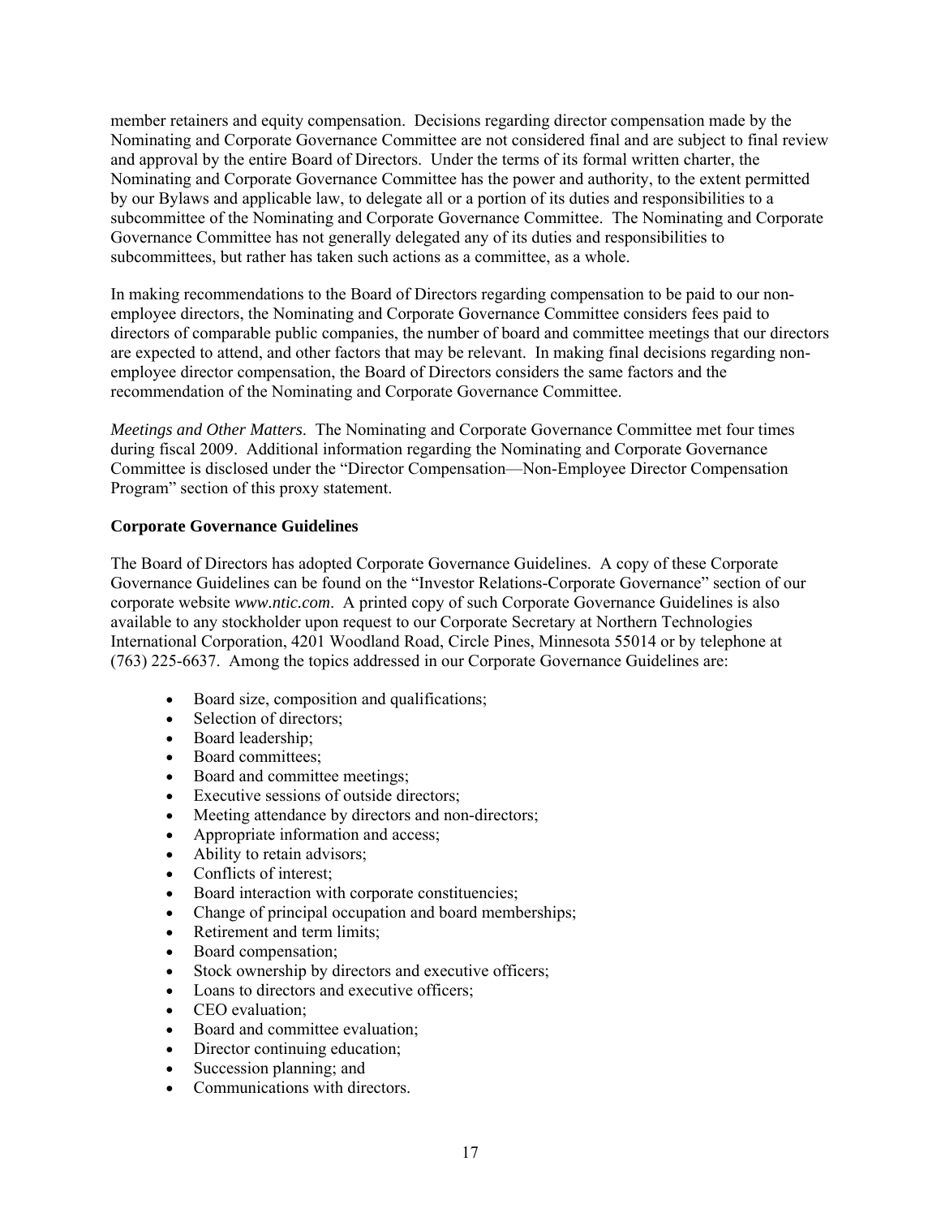member retainers and equity compensation. Decisions regarding director compensation made by the Nominating and Corporate Governance Committee are not considered final and are subject to final review and approval by the entire Board of Directors. Under the terms of its formal written charter, the Nominating and Corporate Governance Committee has the power and authority, to the extent permitted by our Bylaws and applicable law, to delegate all or a portion of its duties and responsibilities to a subcommittee of the Nominating and Corporate Governance Committee. The Nominating and Corporate Governance Committee has not generally delegated any of its duties and responsibilities to subcommittees, but rather has taken such actions as a committee, as a whole.

In making recommendations to the Board of Directors regarding compensation to be paid to our non-employee directors, the Nominating and Corporate Governance Committee considers fees paid to directors of comparable public companies, the number of board and committee meetings that our directors are expected to attend, and other factors that may be relevant. In making final decisions regarding non-employee director compensation, the Board of Directors considers the same factors and the recommendation of the Nominating and Corporate Governance Committee.

*Meetings and Other Matters*. The Nominating and Corporate Governance Committee met four times during fiscal 2009. Additional information regarding the Nominating and Corporate Governance Committee is disclosed under the "Director Compensation—Non-Employee Director Compensation Program" section of this proxy statement.

**Corporate Governance Guidelines**

The Board of Directors has adopted Corporate Governance Guidelines. A copy of these Corporate Governance Guidelines can be found on the "Investor Relations-Corporate Governance" section of our corporate website *www.ntic.com*. A printed copy of such Corporate Governance Guidelines is also available to any stockholder upon request to our Corporate Secretary at Northern Technologies International Corporation, 4201 Woodland Road, Circle Pines, Minnesota 55014 or by telephone at (763) 225-6637. Among the topics addressed in our Corporate Governance Guidelines are:

- Board size, composition and qualifications;
- Selection of directors;
- Board leadership;
- Board committees;
- Board and committee meetings;
- Executive sessions of outside directors;
- Meeting attendance by directors and non-directors;
- Appropriate information and access;
- Ability to retain advisors;
- Conflicts of interest;
- Board interaction with corporate constituencies;
- Change of principal occupation and board memberships;
- Retirement and term limits;
- Board compensation;
- Stock ownership by directors and executive officers;
- Loans to directors and executive officers;
- CEO evaluation;
- Board and committee evaluation;
- Director continuing education;
- Succession planning; and
- Communications with directors.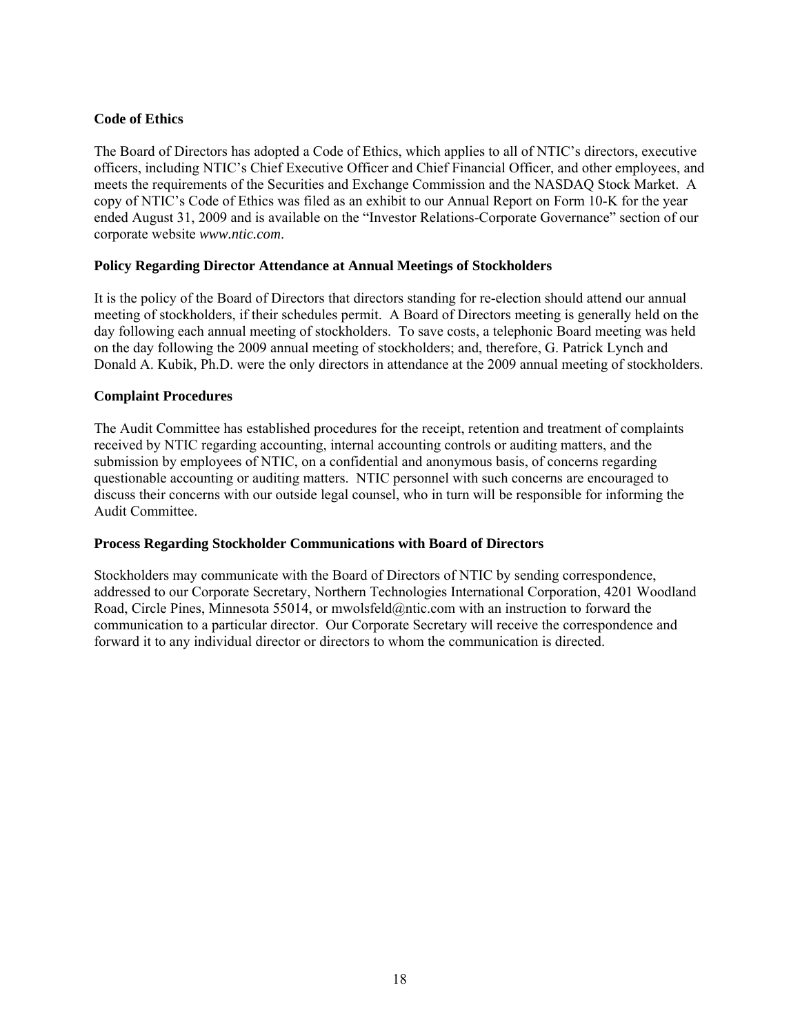**Code of Ethics**

The Board of Directors has adopted a Code of Ethics, which applies to all of NTIC's directors, executive officers, including NTIC's Chief Executive Officer and Chief Financial Officer, and other employees, and meets the requirements of the Securities and Exchange Commission and the NASDAQ Stock Market. A copy of NTIC's Code of Ethics was filed as an exhibit to our Annual Report on Form 10-K for the year ended August 31, 2009 and is available on the "Investor Relations-Corporate Governance" section of our corporate website *www.ntic.com*.

**Policy Regarding Director Attendance at Annual Meetings of Stockholders**

It is the policy of the Board of Directors that directors standing for re-election should attend our annual meeting of stockholders, if their schedules permit. A Board of Directors meeting is generally held on the day following each annual meeting of stockholders. To save costs, a telephonic Board meeting was held on the day following the 2009 annual meeting of stockholders; and, therefore, G. Patrick Lynch and Donald A. Kubik, Ph.D. were the only directors in attendance at the 2009 annual meeting of stockholders.

**Complaint Procedures**

The Audit Committee has established procedures for the receipt, retention and treatment of complaints received by NTIC regarding accounting, internal accounting controls or auditing matters, and the submission by employees of NTIC, on a confidential and anonymous basis, of concerns regarding questionable accounting or auditing matters. NTIC personnel with such concerns are encouraged to discuss their concerns with our outside legal counsel, who in turn will be responsible for informing the Audit Committee.

**Process Regarding Stockholder Communications with Board of Directors**

Stockholders may communicate with the Board of Directors of NTIC by sending correspondence, addressed to our Corporate Secretary, Northern Technologies International Corporation, 4201 Woodland Road, Circle Pines, Minnesota 55014, or mwolsfeld@ntic.com with an instruction to forward the communication to a particular director. Our Corporate Secretary will receive the correspondence and forward it to any individual director or directors to whom the communication is directed.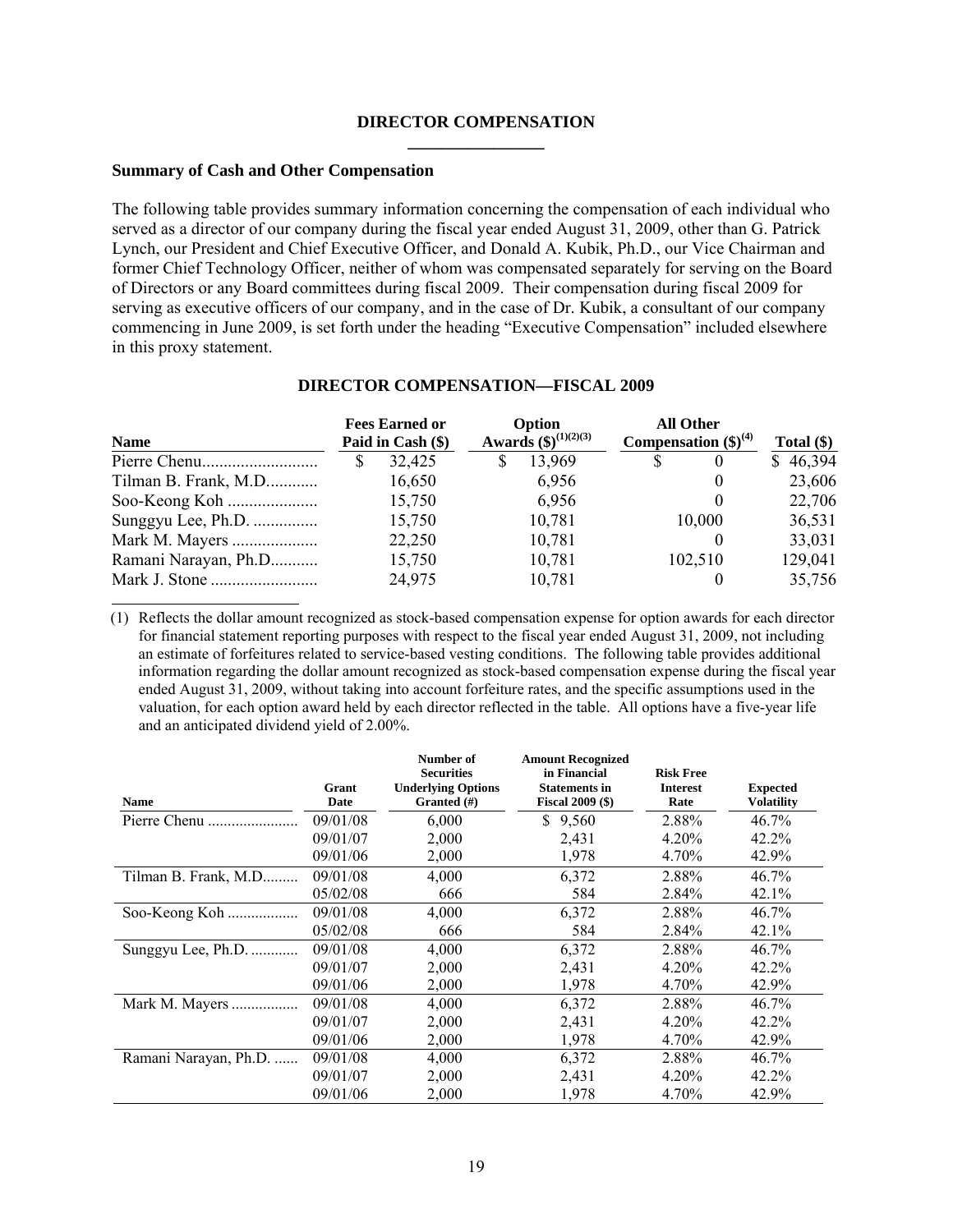## DIRECTOR COMPENSATION

### Summary of Cash and Other Compensation

The following table provides summary information concerning the compensation of each individual who served as a director of our company during the fiscal year ended August 31, 2009, other than G. Patrick Lynch, our President and Chief Executive Officer, and Donald A. Kubik, Ph.D., our Vice Chairman and former Chief Technology Officer, neither of whom was compensated separately for serving on the Board of Directors or any Board committees during fiscal 2009. Their compensation during fiscal 2009 for serving as executive officers of our company, and in the case of Dr. Kubik, a consultant of our company commencing in June 2009, is set forth under the heading "Executive Compensation" included elsewhere in this proxy statement.

**DIRECTOR COMPENSATION—FISCAL 2009**

| Name | Fees Earned or Paid in Cash ($) | Option Awards ($)(1)(2)(3) | All Other Compensation ($)(4) | Total ($) |
|---|---|---|---|---|
| Pierre Chenu | $ 32,425 | $ 13,969 | $ 0 | $ 46,394 |
| Tilman B. Frank, M.D. | 16,650 | 6,956 | 0 | 23,606 |
| Soo-Keong Koh | 15,750 | 6,956 | 0 | 22,706 |
| Sunggyu Lee, Ph.D. | 15,750 | 10,781 | 10,000 | 36,531 |
| Mark M. Mayers | 22,250 | 10,781 | 0 | 33,031 |
| Ramani Narayan, Ph.D | 15,750 | 10,781 | 102,510 | 129,041 |
| Mark J. Stone | 24,975 | 10,781 | 0 | 35,756 |

(1) Reflects the dollar amount recognized as stock-based compensation expense for option awards for each director for financial statement reporting purposes with respect to the fiscal year ended August 31, 2009, not including an estimate of forfeitures related to service-based vesting conditions. The following table provides additional information regarding the dollar amount recognized as stock-based compensation expense during the fiscal year ended August 31, 2009, without taking into account forfeiture rates, and the specific assumptions used in the valuation, for each option award held by each director reflected in the table. All options have a five-year life and an anticipated dividend yield of 2.00%.

| Name | Grant Date | Number of Securities Underlying Options Granted (#) | Amount Recognized in Financial Statements in Fiscal 2009 ($) | Risk Free Interest Rate | Expected Volatility |
|---|---|---|---|---|---|
| Pierre Chenu | 09/01/08 | 6,000 | $ 9,560 | 2.88% | 46.7% |
| | 09/01/07 | 2,000 | 2,431 | 4.20% | 42.2% |
| | 09/01/06 | 2,000 | 1,978 | 4.70% | 42.9% |
| Tilman B. Frank, M.D. | 09/01/08 | 4,000 | 6,372 | 2.88% | 46.7% |
| | 05/02/08 | 666 | 584 | 2.84% | 42.1% |
| Soo-Keong Koh | 09/01/08 | 4,000 | 6,372 | 2.88% | 46.7% |
| | 05/02/08 | 666 | 584 | 2.84% | 42.1% |
| Sunggyu Lee, Ph.D. | 09/01/08 | 4,000 | 6,372 | 2.88% | 46.7% |
| | 09/01/07 | 2,000 | 2,431 | 4.20% | 42.2% |
| | 09/01/06 | 2,000 | 1,978 | 4.70% | 42.9% |
| Mark M. Mayers | 09/01/08 | 4,000 | 6,372 | 2.88% | 46.7% |
| | 09/01/07 | 2,000 | 2,431 | 4.20% | 42.2% |
| | 09/01/06 | 2,000 | 1,978 | 4.70% | 42.9% |
| Ramani Narayan, Ph.D. | 09/01/08 | 4,000 | 6,372 | 2.88% | 46.7% |
| | 09/01/07 | 2,000 | 2,431 | 4.20% | 42.2% |
| | 09/01/06 | 2,000 | 1,978 | 4.70% | 42.9% |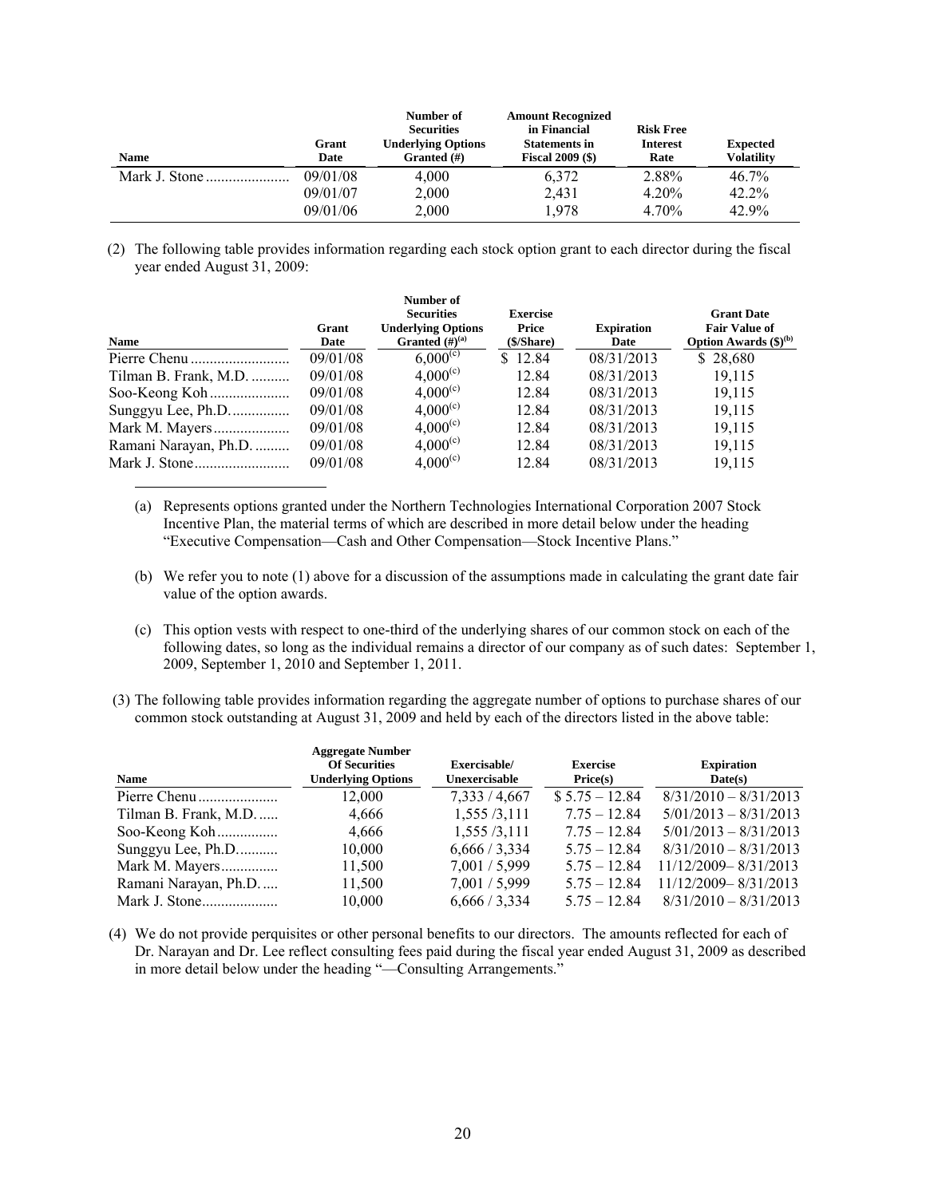| Name | Grant Date | Number of Securities Underlying Options Granted (#) | Amount Recognized in Financial Statements in Fiscal 2009 ($) | Risk Free Interest Rate | Expected Volatility |
|---|---|---|---|---|---|
| Mark J. Stone | 09/01/08 | 4,000 | 6,372 | 2.88% | 46.7% |
| | 09/01/07 | 2,000 | 2,431 | 4.20% | 42.2% |
| | 09/01/06 | 2,000 | 1,978 | 4.70% | 42.9% |

(2) The following table provides information regarding each stock option grant to each director during the fiscal year ended August 31, 2009:

| Name | Grant Date | Number of Securities Underlying Options Granted (#)[(a)] | Exercise Price ($/Share) | Expiration Date | Grant Date Fair Value of Option Awards ($)[(b)] |
|---|---|---|---|---|---|
| Pierre Chenu | 09/01/08 | 6,000[(c)] | $ 12.84 | 08/31/2013 | $ 28,680 |
| Tilman B. Frank, M.D. | 09/01/08 | 4,000[(c)] | 12.84 | 08/31/2013 | 19,115 |
| Soo-Keong Koh | 09/01/08 | 4,000[(c)] | 12.84 | 08/31/2013 | 19,115 |
| Sunggyu Lee, Ph.D. | 09/01/08 | 4,000[(c)] | 12.84 | 08/31/2013 | 19,115 |
| Mark M. Mayers | 09/01/08 | 4,000[(c)] | 12.84 | 08/31/2013 | 19,115 |
| Ramani Narayan, Ph.D. | 09/01/08 | 4,000[(c)] | 12.84 | 08/31/2013 | 19,115 |
| Mark J. Stone | 09/01/08 | 4,000[(c)] | 12.84 | 08/31/2013 | 19,115 |

(a) Represents options granted under the Northern Technologies International Corporation 2007 Stock Incentive Plan, the material terms of which are described in more detail below under the heading "Executive Compensation—Cash and Other Compensation—Stock Incentive Plans."

(b) We refer you to note (1) above for a discussion of the assumptions made in calculating the grant date fair value of the option awards.

(c) This option vests with respect to one-third of the underlying shares of our common stock on each of the following dates, so long as the individual remains a director of our company as of such dates: September 1, 2009, September 1, 2010 and September 1, 2011.

(3) The following table provides information regarding the aggregate number of options to purchase shares of our common stock outstanding at August 31, 2009 and held by each of the directors listed in the above table:

| Name | Aggregate Number Of Securities Underlying Options | Exercisable/ Unexercisable | Exercise Price(s) | Expiration Date(s) |
|---|---|---|---|---|
| Pierre Chenu | 12,000 | 7,333 / 4,667 | $ 5.75 – 12.84 | 8/31/2010 – 8/31/2013 |
| Tilman B. Frank, M.D. | 4,666 | 1,555 /3,111 | 7.75 – 12.84 | 5/01/2013 – 8/31/2013 |
| Soo-Keong Koh | 4,666 | 1,555 /3,111 | 7.75 – 12.84 | 5/01/2013 – 8/31/2013 |
| Sunggyu Lee, Ph.D. | 10,000 | 6,666 / 3,334 | 5.75 – 12.84 | 8/31/2010 – 8/31/2013 |
| Mark M. Mayers | 11,500 | 7,001 / 5,999 | 5.75 – 12.84 | 11/12/2009– 8/31/2013 |
| Ramani Narayan, Ph.D. | 11,500 | 7,001 / 5,999 | 5.75 – 12.84 | 11/12/2009– 8/31/2013 |
| Mark J. Stone | 10,000 | 6,666 / 3,334 | 5.75 – 12.84 | 8/31/2010 – 8/31/2013 |

(4) We do not provide perquisites or other personal benefits to our directors. The amounts reflected for each of Dr. Narayan and Dr. Lee reflect consulting fees paid during the fiscal year ended August 31, 2009 as described in more detail below under the heading "—Consulting Arrangements."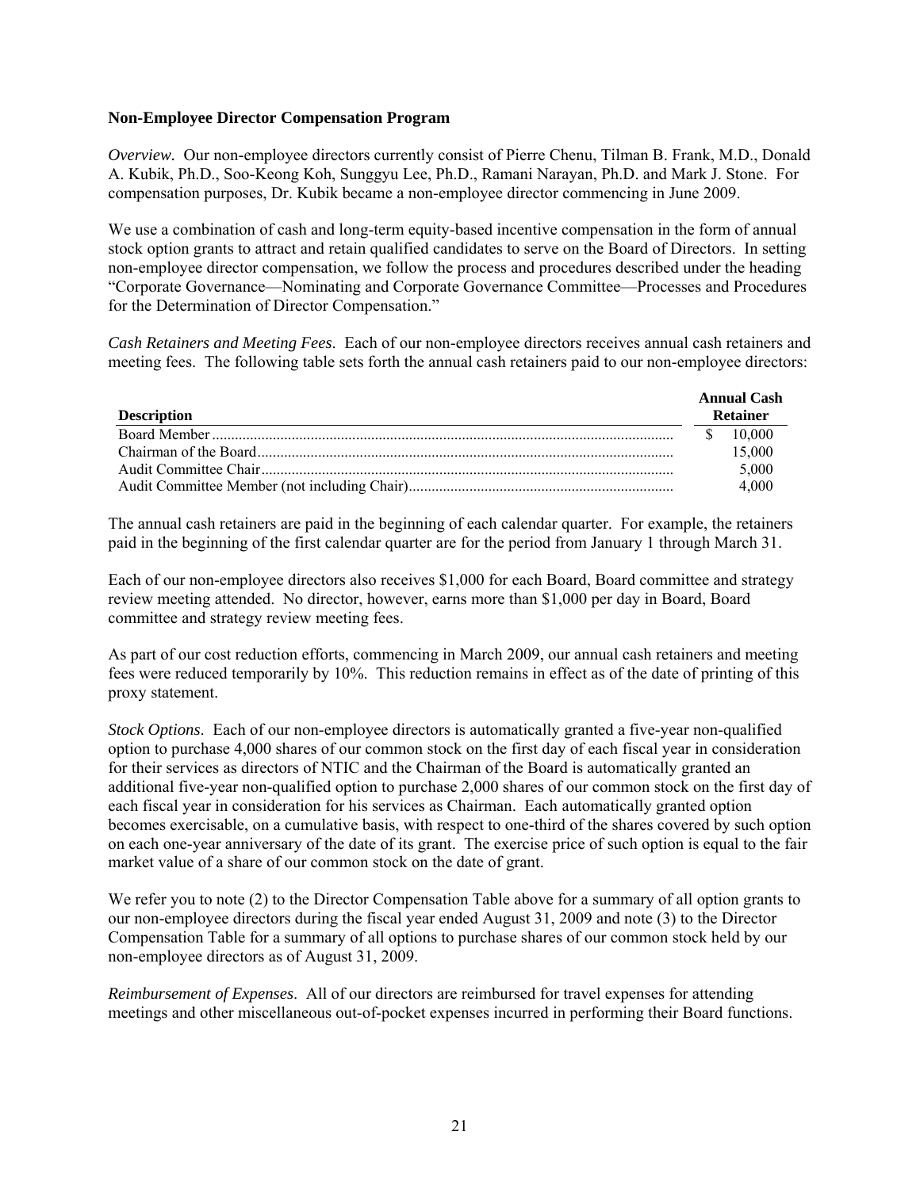### Non-Employee Director Compensation Program

*Overview*. Our non-employee directors currently consist of Pierre Chenu, Tilman B. Frank, M.D., Donald A. Kubik, Ph.D., Soo-Keong Koh, Sunggyu Lee, Ph.D., Ramani Narayan, Ph.D. and Mark J. Stone. For compensation purposes, Dr. Kubik became a non-employee director commencing in June 2009.

We use a combination of cash and long-term equity-based incentive compensation in the form of annual stock option grants to attract and retain qualified candidates to serve on the Board of Directors. In setting non-employee director compensation, we follow the process and procedures described under the heading "Corporate Governance—Nominating and Corporate Governance Committee—Processes and Procedures for the Determination of Director Compensation."

*Cash Retainers and Meeting Fees*. Each of our non-employee directors receives annual cash retainers and meeting fees. The following table sets forth the annual cash retainers paid to our non-employee directors:

| Description | Annual Cash Retainer |
|---|---|
| Board Member | $ 10,000 |
| Chairman of the Board | 15,000 |
| Audit Committee Chair | 5,000 |
| Audit Committee Member (not including Chair) | 4,000 |

The annual cash retainers are paid in the beginning of each calendar quarter. For example, the retainers paid in the beginning of the first calendar quarter are for the period from January 1 through March 31.

Each of our non-employee directors also receives $1,000 for each Board, Board committee and strategy review meeting attended. No director, however, earns more than $1,000 per day in Board, Board committee and strategy review meeting fees.

As part of our cost reduction efforts, commencing in March 2009, our annual cash retainers and meeting fees were reduced temporarily by 10%. This reduction remains in effect as of the date of printing of this proxy statement.

*Stock Options*. Each of our non-employee directors is automatically granted a five-year non-qualified option to purchase 4,000 shares of our common stock on the first day of each fiscal year in consideration for their services as directors of NTIC and the Chairman of the Board is automatically granted an additional five-year non-qualified option to purchase 2,000 shares of our common stock on the first day of each fiscal year in consideration for his services as Chairman. Each automatically granted option becomes exercisable, on a cumulative basis, with respect to one-third of the shares covered by such option on each one-year anniversary of the date of its grant. The exercise price of such option is equal to the fair market value of a share of our common stock on the date of grant.

We refer you to note (2) to the Director Compensation Table above for a summary of all option grants to our non-employee directors during the fiscal year ended August 31, 2009 and note (3) to the Director Compensation Table for a summary of all options to purchase shares of our common stock held by our non-employee directors as of August 31, 2009.

*Reimbursement of Expenses*. All of our directors are reimbursed for travel expenses for attending meetings and other miscellaneous out-of-pocket expenses incurred in performing their Board functions.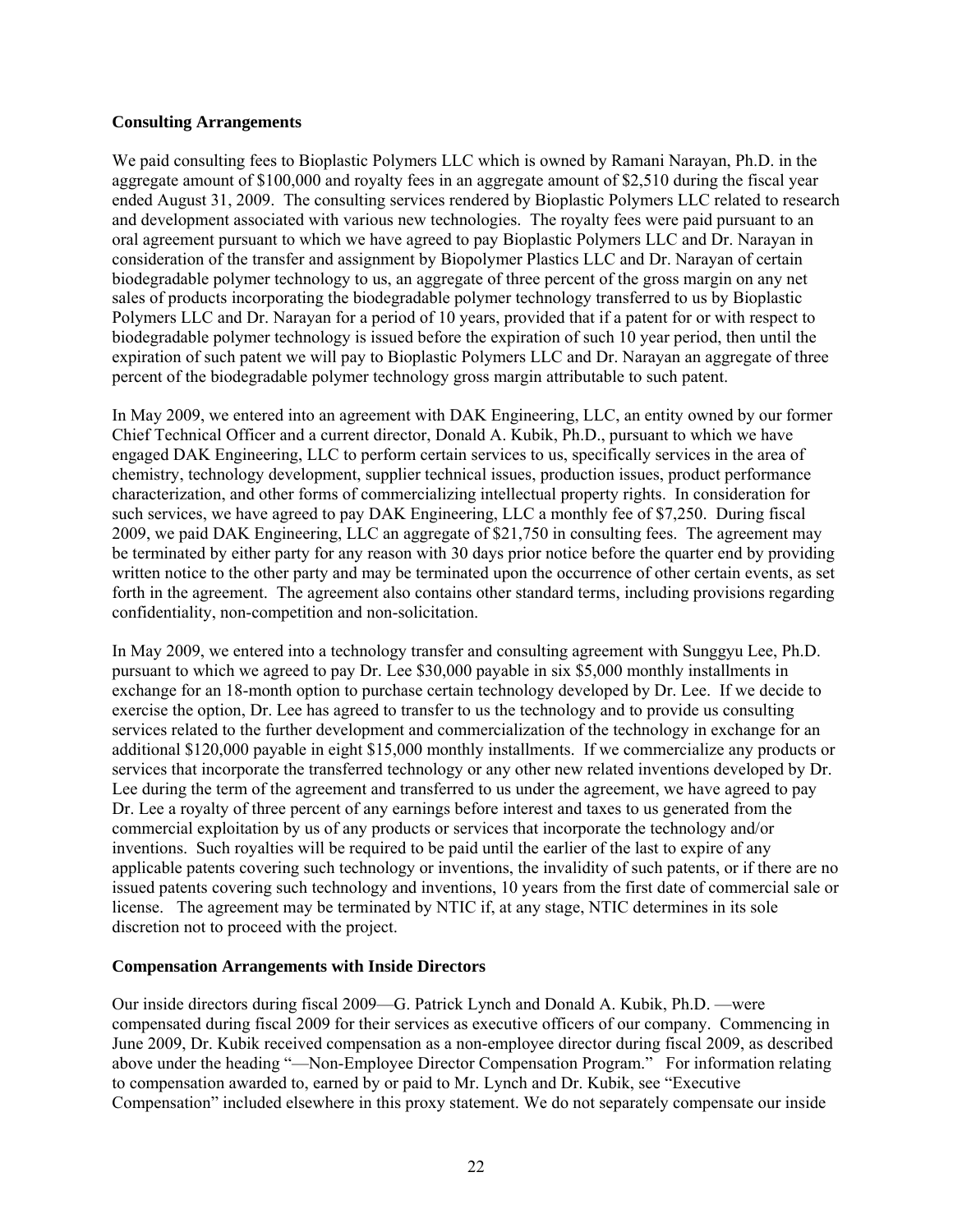**Consulting Arrangements**

We paid consulting fees to Bioplastic Polymers LLC which is owned by Ramani Narayan, Ph.D. in the aggregate amount of $100,000 and royalty fees in an aggregate amount of $2,510 during the fiscal year ended August 31, 2009. The consulting services rendered by Bioplastic Polymers LLC related to research and development associated with various new technologies. The royalty fees were paid pursuant to an oral agreement pursuant to which we have agreed to pay Bioplastic Polymers LLC and Dr. Narayan in consideration of the transfer and assignment by Biopolymer Plastics LLC and Dr. Narayan of certain biodegradable polymer technology to us, an aggregate of three percent of the gross margin on any net sales of products incorporating the biodegradable polymer technology transferred to us by Bioplastic Polymers LLC and Dr. Narayan for a period of 10 years, provided that if a patent for or with respect to biodegradable polymer technology is issued before the expiration of such 10 year period, then until the expiration of such patent we will pay to Bioplastic Polymers LLC and Dr. Narayan an aggregate of three percent of the biodegradable polymer technology gross margin attributable to such patent.

In May 2009, we entered into an agreement with DAK Engineering, LLC, an entity owned by our former Chief Technical Officer and a current director, Donald A. Kubik, Ph.D., pursuant to which we have engaged DAK Engineering, LLC to perform certain services to us, specifically services in the area of chemistry, technology development, supplier technical issues, production issues, product performance characterization, and other forms of commercializing intellectual property rights. In consideration for such services, we have agreed to pay DAK Engineering, LLC a monthly fee of $7,250. During fiscal 2009, we paid DAK Engineering, LLC an aggregate of $21,750 in consulting fees. The agreement may be terminated by either party for any reason with 30 days prior notice before the quarter end by providing written notice to the other party and may be terminated upon the occurrence of other certain events, as set forth in the agreement. The agreement also contains other standard terms, including provisions regarding confidentiality, non-competition and non-solicitation.

In May 2009, we entered into a technology transfer and consulting agreement with Sunggyu Lee, Ph.D. pursuant to which we agreed to pay Dr. Lee $30,000 payable in six $5,000 monthly installments in exchange for an 18-month option to purchase certain technology developed by Dr. Lee. If we decide to exercise the option, Dr. Lee has agreed to transfer to us the technology and to provide us consulting services related to the further development and commercialization of the technology in exchange for an additional $120,000 payable in eight $15,000 monthly installments. If we commercialize any products or services that incorporate the transferred technology or any other new related inventions developed by Dr. Lee during the term of the agreement and transferred to us under the agreement, we have agreed to pay Dr. Lee a royalty of three percent of any earnings before interest and taxes to us generated from the commercial exploitation by us of any products or services that incorporate the technology and/or inventions. Such royalties will be required to be paid until the earlier of the last to expire of any applicable patents covering such technology or inventions, the invalidity of such patents, or if there are no issued patents covering such technology and inventions, 10 years from the first date of commercial sale or license. The agreement may be terminated by NTIC if, at any stage, NTIC determines in its sole discretion not to proceed with the project.

**Compensation Arrangements with Inside Directors**

Our inside directors during fiscal 2009—G. Patrick Lynch and Donald A. Kubik, Ph.D. —were compensated during fiscal 2009 for their services as executive officers of our company. Commencing in June 2009, Dr. Kubik received compensation as a non-employee director during fiscal 2009, as described above under the heading "—Non-Employee Director Compensation Program." For information relating to compensation awarded to, earned by or paid to Mr. Lynch and Dr. Kubik, see "Executive Compensation" included elsewhere in this proxy statement. We do not separately compensate our inside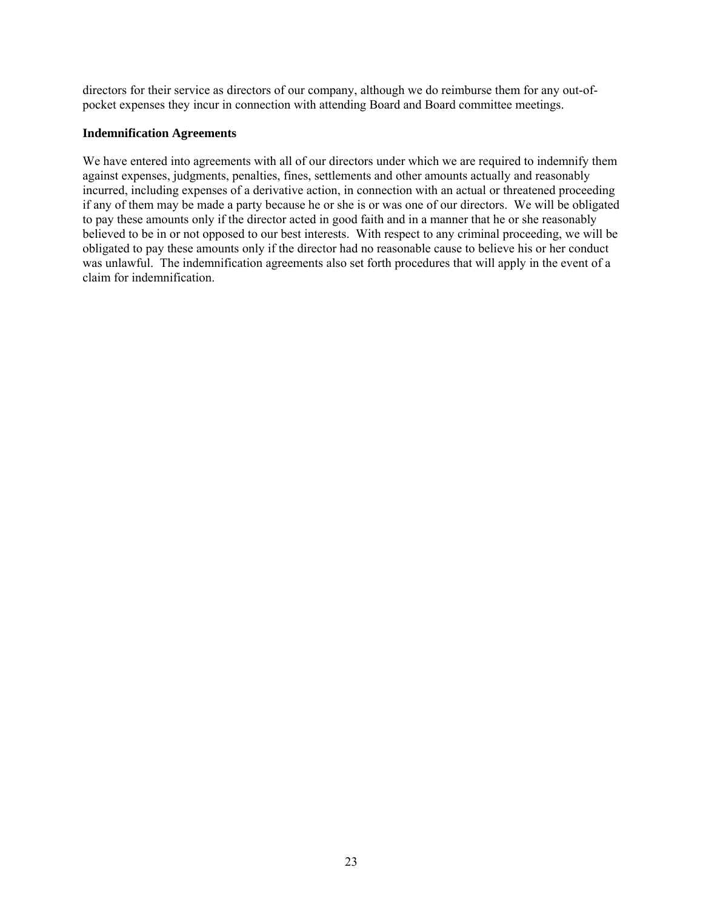directors for their service as directors of our company, although we do reimburse them for any out-of-pocket expenses they incur in connection with attending Board and Board committee meetings.

**Indemnification Agreements**

We have entered into agreements with all of our directors under which we are required to indemnify them against expenses, judgments, penalties, fines, settlements and other amounts actually and reasonably incurred, including expenses of a derivative action, in connection with an actual or threatened proceeding if any of them may be made a party because he or she is or was one of our directors. We will be obligated to pay these amounts only if the director acted in good faith and in a manner that he or she reasonably believed to be in or not opposed to our best interests. With respect to any criminal proceeding, we will be obligated to pay these amounts only if the director had no reasonable cause to believe his or her conduct was unlawful. The indemnification agreements also set forth procedures that will apply in the event of a claim for indemnification.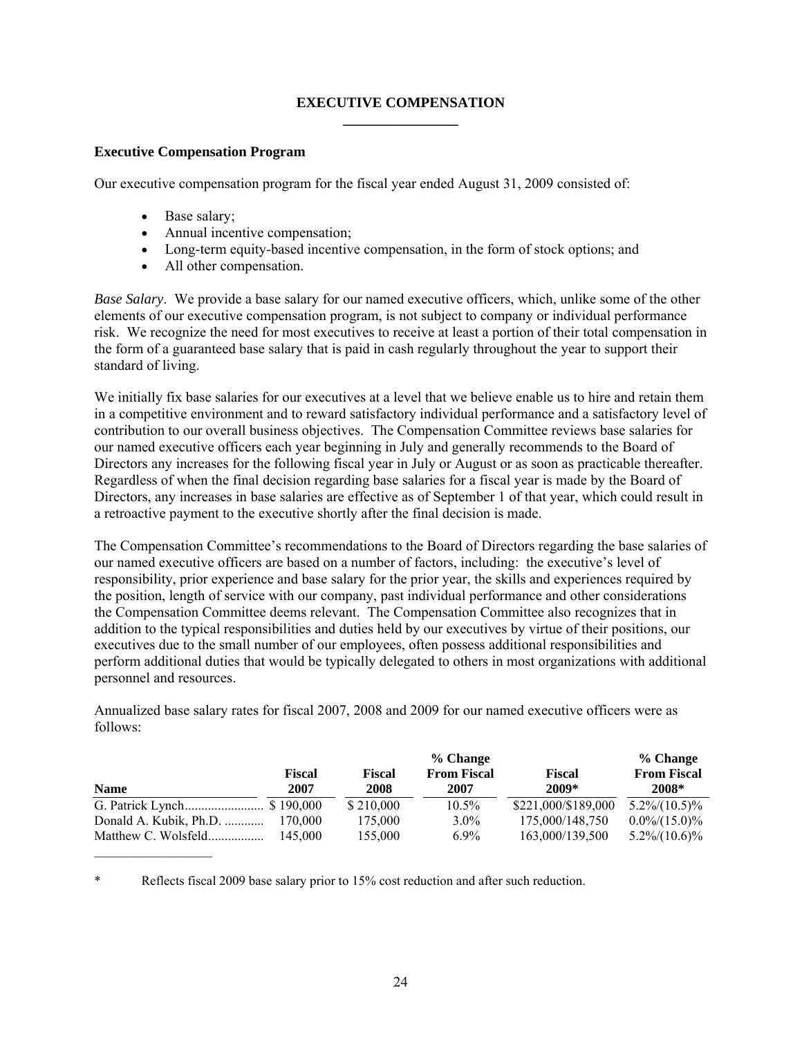# EXECUTIVE COMPENSATION

## Executive Compensation Program

Our executive compensation program for the fiscal year ended August 31, 2009 consisted of:

- Base salary;
- Annual incentive compensation;
- Long-term equity-based incentive compensation, in the form of stock options; and
- All other compensation.

*Base Salary*. We provide a base salary for our named executive officers, which, unlike some of the other elements of our executive compensation program, is not subject to company or individual performance risk. We recognize the need for most executives to receive at least a portion of their total compensation in the form of a guaranteed base salary that is paid in cash regularly throughout the year to support their standard of living.

We initially fix base salaries for our executives at a level that we believe enable us to hire and retain them in a competitive environment and to reward satisfactory individual performance and a satisfactory level of contribution to our overall business objectives. The Compensation Committee reviews base salaries for our named executive officers each year beginning in July and generally recommends to the Board of Directors any increases for the following fiscal year in July or August or as soon as practicable thereafter. Regardless of when the final decision regarding base salaries for a fiscal year is made by the Board of Directors, any increases in base salaries are effective as of September 1 of that year, which could result in a retroactive payment to the executive shortly after the final decision is made.

The Compensation Committee's recommendations to the Board of Directors regarding the base salaries of our named executive officers are based on a number of factors, including: the executive's level of responsibility, prior experience and base salary for the prior year, the skills and experiences required by the position, length of service with our company, past individual performance and other considerations the Compensation Committee deems relevant. The Compensation Committee also recognizes that in addition to the typical responsibilities and duties held by our executives by virtue of their positions, our executives due to the small number of our employees, often possess additional responsibilities and perform additional duties that would be typically delegated to others in most organizations with additional personnel and resources.

Annualized base salary rates for fiscal 2007, 2008 and 2009 for our named executive officers were as follows:

| Name | Fiscal 2007 | Fiscal 2008 | % Change From Fiscal 2007 | Fiscal 2009* | % Change From Fiscal 2008* |
|---|---|---|---|---|---|
| G. Patrick Lynch | $ 190,000 | $ 210,000 | 10.5% | $221,000/$189,000 | 5.2%/(10.5)% |
| Donald A. Kubik, Ph.D. | 170,000 | 175,000 | 3.0% | 175,000/148,750 | 0.0%/(15.0)% |
| Matthew C. Wolsfeld | 145,000 | 155,000 | 6.9% | 163,000/139,500 | 5.2%/(10.6)% |

\* Reflects fiscal 2009 base salary prior to 15% cost reduction and after such reduction.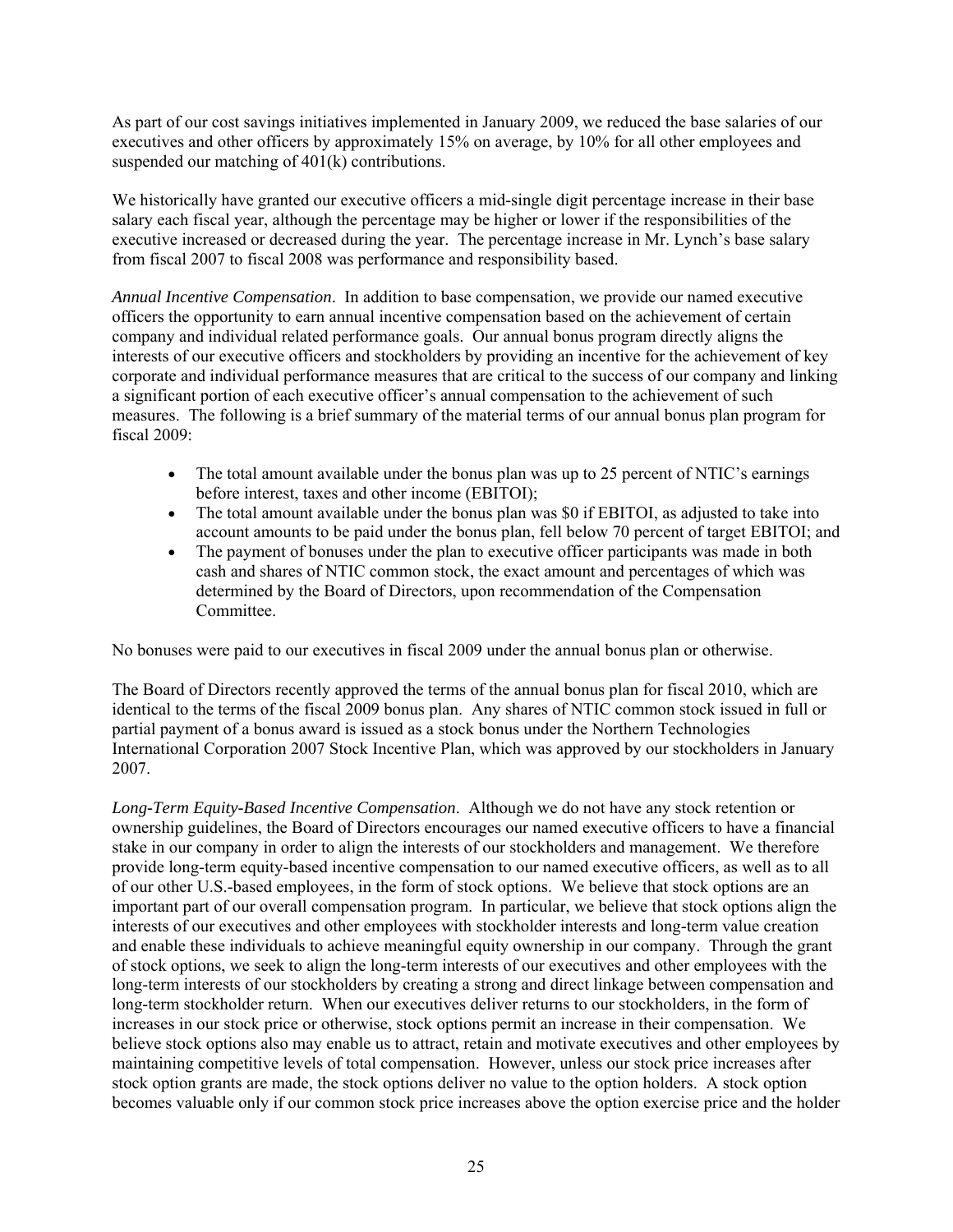As part of our cost savings initiatives implemented in January 2009, we reduced the base salaries of our executives and other officers by approximately 15% on average, by 10% for all other employees and suspended our matching of 401(k) contributions.

We historically have granted our executive officers a mid-single digit percentage increase in their base salary each fiscal year, although the percentage may be higher or lower if the responsibilities of the executive increased or decreased during the year. The percentage increase in Mr. Lynch's base salary from fiscal 2007 to fiscal 2008 was performance and responsibility based.

*Annual Incentive Compensation*. In addition to base compensation, we provide our named executive officers the opportunity to earn annual incentive compensation based on the achievement of certain company and individual related performance goals. Our annual bonus program directly aligns the interests of our executive officers and stockholders by providing an incentive for the achievement of key corporate and individual performance measures that are critical to the success of our company and linking a significant portion of each executive officer's annual compensation to the achievement of such measures. The following is a brief summary of the material terms of our annual bonus plan program for fiscal 2009:

- The total amount available under the bonus plan was up to 25 percent of NTIC's earnings before interest, taxes and other income (EBITOI);
- The total amount available under the bonus plan was $0 if EBITOI, as adjusted to take into account amounts to be paid under the bonus plan, fell below 70 percent of target EBITOI; and
- The payment of bonuses under the plan to executive officer participants was made in both cash and shares of NTIC common stock, the exact amount and percentages of which was determined by the Board of Directors, upon recommendation of the Compensation Committee.

No bonuses were paid to our executives in fiscal 2009 under the annual bonus plan or otherwise.

The Board of Directors recently approved the terms of the annual bonus plan for fiscal 2010, which are identical to the terms of the fiscal 2009 bonus plan. Any shares of NTIC common stock issued in full or partial payment of a bonus award is issued as a stock bonus under the Northern Technologies International Corporation 2007 Stock Incentive Plan, which was approved by our stockholders in January 2007.

*Long-Term Equity-Based Incentive Compensation*. Although we do not have any stock retention or ownership guidelines, the Board of Directors encourages our named executive officers to have a financial stake in our company in order to align the interests of our stockholders and management. We therefore provide long-term equity-based incentive compensation to our named executive officers, as well as to all of our other U.S.-based employees, in the form of stock options. We believe that stock options are an important part of our overall compensation program. In particular, we believe that stock options align the interests of our executives and other employees with stockholder interests and long-term value creation and enable these individuals to achieve meaningful equity ownership in our company. Through the grant of stock options, we seek to align the long-term interests of our executives and other employees with the long-term interests of our stockholders by creating a strong and direct linkage between compensation and long-term stockholder return. When our executives deliver returns to our stockholders, in the form of increases in our stock price or otherwise, stock options permit an increase in their compensation. We believe stock options also may enable us to attract, retain and motivate executives and other employees by maintaining competitive levels of total compensation. However, unless our stock price increases after stock option grants are made, the stock options deliver no value to the option holders. A stock option becomes valuable only if our common stock price increases above the option exercise price and the holder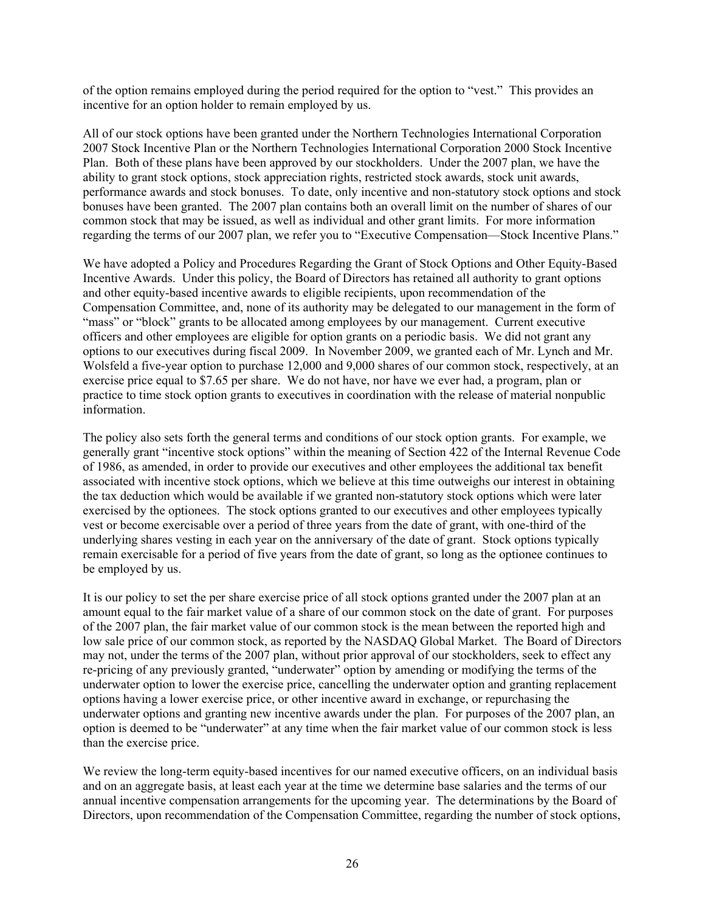of the option remains employed during the period required for the option to "vest." This provides an incentive for an option holder to remain employed by us.

All of our stock options have been granted under the Northern Technologies International Corporation 2007 Stock Incentive Plan or the Northern Technologies International Corporation 2000 Stock Incentive Plan. Both of these plans have been approved by our stockholders. Under the 2007 plan, we have the ability to grant stock options, stock appreciation rights, restricted stock awards, stock unit awards, performance awards and stock bonuses. To date, only incentive and non-statutory stock options and stock bonuses have been granted. The 2007 plan contains both an overall limit on the number of shares of our common stock that may be issued, as well as individual and other grant limits. For more information regarding the terms of our 2007 plan, we refer you to "Executive Compensation—Stock Incentive Plans."

We have adopted a Policy and Procedures Regarding the Grant of Stock Options and Other Equity-Based Incentive Awards. Under this policy, the Board of Directors has retained all authority to grant options and other equity-based incentive awards to eligible recipients, upon recommendation of the Compensation Committee, and, none of its authority may be delegated to our management in the form of "mass" or "block" grants to be allocated among employees by our management. Current executive officers and other employees are eligible for option grants on a periodic basis. We did not grant any options to our executives during fiscal 2009. In November 2009, we granted each of Mr. Lynch and Mr. Wolsfeld a five-year option to purchase 12,000 and 9,000 shares of our common stock, respectively, at an exercise price equal to $7.65 per share. We do not have, nor have we ever had, a program, plan or practice to time stock option grants to executives in coordination with the release of material nonpublic information.

The policy also sets forth the general terms and conditions of our stock option grants. For example, we generally grant "incentive stock options" within the meaning of Section 422 of the Internal Revenue Code of 1986, as amended, in order to provide our executives and other employees the additional tax benefit associated with incentive stock options, which we believe at this time outweighs our interest in obtaining the tax deduction which would be available if we granted non-statutory stock options which were later exercised by the optionees. The stock options granted to our executives and other employees typically vest or become exercisable over a period of three years from the date of grant, with one-third of the underlying shares vesting in each year on the anniversary of the date of grant. Stock options typically remain exercisable for a period of five years from the date of grant, so long as the optionee continues to be employed by us.

It is our policy to set the per share exercise price of all stock options granted under the 2007 plan at an amount equal to the fair market value of a share of our common stock on the date of grant. For purposes of the 2007 plan, the fair market value of our common stock is the mean between the reported high and low sale price of our common stock, as reported by the NASDAQ Global Market. The Board of Directors may not, under the terms of the 2007 plan, without prior approval of our stockholders, seek to effect any re-pricing of any previously granted, "underwater" option by amending or modifying the terms of the underwater option to lower the exercise price, cancelling the underwater option and granting replacement options having a lower exercise price, or other incentive award in exchange, or repurchasing the underwater options and granting new incentive awards under the plan. For purposes of the 2007 plan, an option is deemed to be "underwater" at any time when the fair market value of our common stock is less than the exercise price.

We review the long-term equity-based incentives for our named executive officers, on an individual basis and on an aggregate basis, at least each year at the time we determine base salaries and the terms of our annual incentive compensation arrangements for the upcoming year. The determinations by the Board of Directors, upon recommendation of the Compensation Committee, regarding the number of stock options,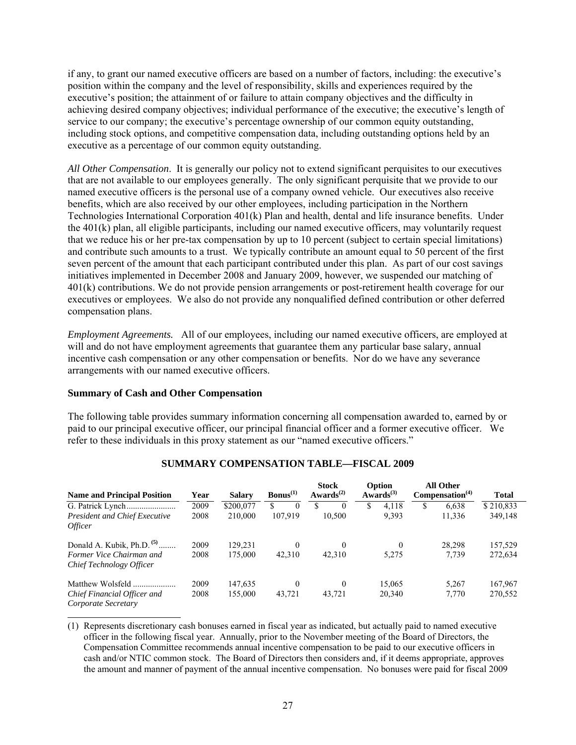if any, to grant our named executive officers are based on a number of factors, including: the executive's position within the company and the level of responsibility, skills and experiences required by the executive's position; the attainment of or failure to attain company objectives and the difficulty in achieving desired company objectives; individual performance of the executive; the executive's length of service to our company; the executive's percentage ownership of our common equity outstanding, including stock options, and competitive compensation data, including outstanding options held by an executive as a percentage of our common equity outstanding.

*All Other Compensation*. It is generally our policy not to extend significant perquisites to our executives that are not available to our employees generally. The only significant perquisite that we provide to our named executive officers is the personal use of a company owned vehicle. Our executives also receive benefits, which are also received by our other employees, including participation in the Northern Technologies International Corporation 401(k) Plan and health, dental and life insurance benefits. Under the 401(k) plan, all eligible participants, including our named executive officers, may voluntarily request that we reduce his or her pre-tax compensation by up to 10 percent (subject to certain special limitations) and contribute such amounts to a trust. We typically contribute an amount equal to 50 percent of the first seven percent of the amount that each participant contributed under this plan. As part of our cost savings initiatives implemented in December 2008 and January 2009, however, we suspended our matching of 401(k) contributions. We do not provide pension arrangements or post-retirement health coverage for our executives or employees. We also do not provide any nonqualified defined contribution or other deferred compensation plans.

*Employment Agreements.* All of our employees, including our named executive officers, are employed at will and do not have employment agreements that guarantee them any particular base salary, annual incentive cash compensation or any other compensation or benefits. Nor do we have any severance arrangements with our named executive officers.

### Summary of Cash and Other Compensation

The following table provides summary information concerning all compensation awarded to, earned by or paid to our principal executive officer, our principal financial officer and a former executive officer. We refer to these individuals in this proxy statement as our "named executive officers."

**SUMMARY COMPENSATION TABLE—FISCAL 2009**

| Name and Principal Position | Year | Salary | Bonus[(1)] | Stock Awards[(2)] | Option Awards[(3)] | All Other Compensation[(4)] | Total |
|---|---|---|---|---|---|---|---|
| G. Patrick Lynch | 2009 | $200,077 | $ 0 | $ 0 | $ 4,118 | $ 6,638 | $ 210,833 |
| *President and Chief Executive Officer* | 2008 | 210,000 | 107,919 | 10,500 | 9,393 | 11,336 | 349,148 |
| Donald A. Kubik, Ph.D. [(5)] | 2009 | 129,231 | 0 | 0 | 0 | 28,298 | 157,529 |
| *Former Vice Chairman and Chief Technology Officer* | 2008 | 175,000 | 42,310 | 42,310 | 5,275 | 7,739 | 272,634 |
| Matthew Wolsfeld | 2009 | 147,635 | 0 | 0 | 15,065 | 5,267 | 167,967 |
| *Chief Financial Officer and Corporate Secretary* | 2008 | 155,000 | 43,721 | 43,721 | 20,340 | 7,770 | 270,552 |

(1) Represents discretionary cash bonuses earned in fiscal year as indicated, but actually paid to named executive officer in the following fiscal year. Annually, prior to the November meeting of the Board of Directors, the Compensation Committee recommends annual incentive compensation to be paid to our executive officers in cash and/or NTIC common stock. The Board of Directors then considers and, if it deems appropriate, approves the amount and manner of payment of the annual incentive compensation. No bonuses were paid for fiscal 2009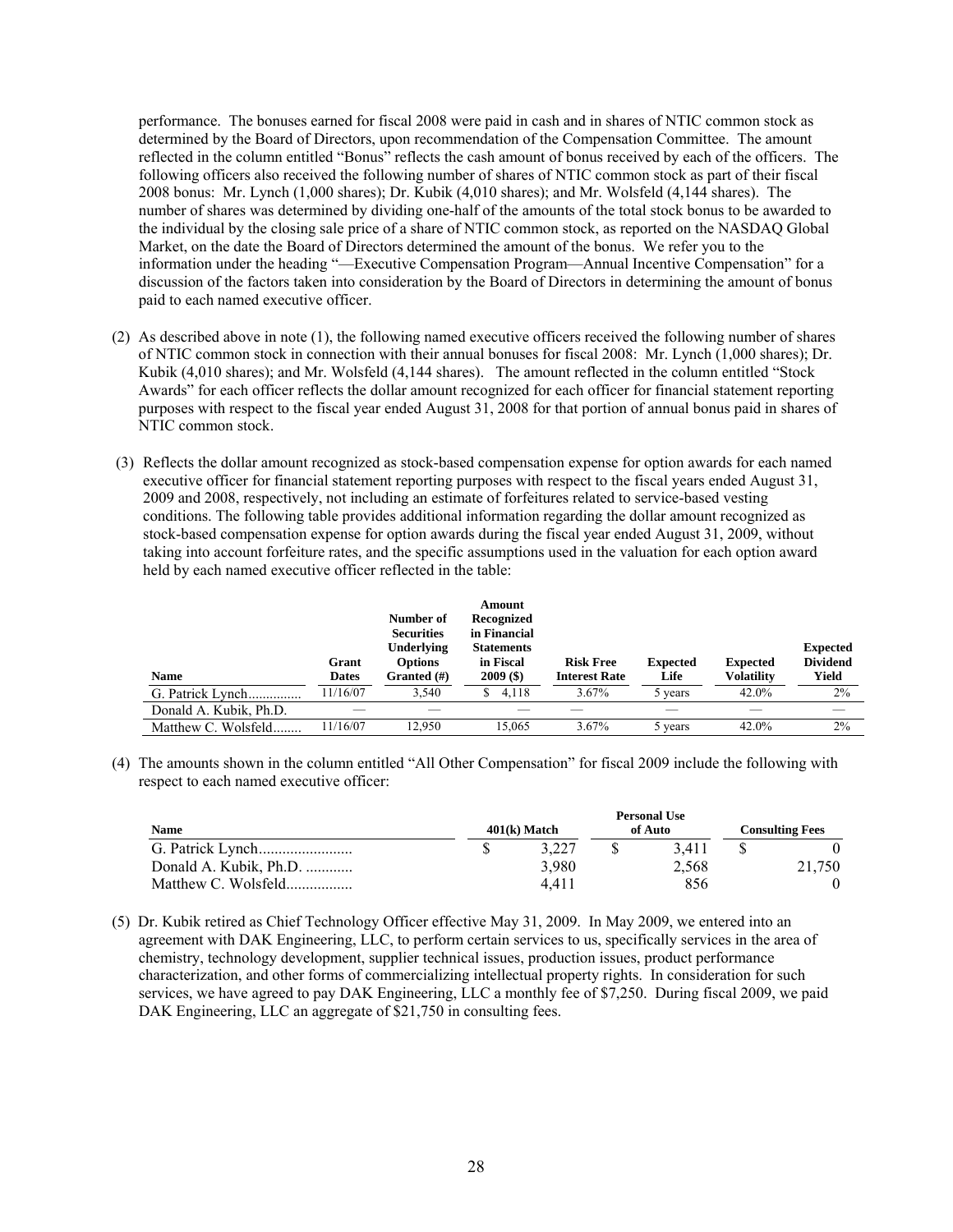performance. The bonuses earned for fiscal 2008 were paid in cash and in shares of NTIC common stock as determined by the Board of Directors, upon recommendation of the Compensation Committee. The amount reflected in the column entitled "Bonus" reflects the cash amount of bonus received by each of the officers. The following officers also received the following number of shares of NTIC common stock as part of their fiscal 2008 bonus: Mr. Lynch (1,000 shares); Dr. Kubik (4,010 shares); and Mr. Wolsfeld (4,144 shares). The number of shares was determined by dividing one-half of the amounts of the total stock bonus to be awarded to the individual by the closing sale price of a share of NTIC common stock, as reported on the NASDAQ Global Market, on the date the Board of Directors determined the amount of the bonus. We refer you to the information under the heading "—Executive Compensation Program—Annual Incentive Compensation" for a discussion of the factors taken into consideration by the Board of Directors in determining the amount of bonus paid to each named executive officer.

(2) As described above in note (1), the following named executive officers received the following number of shares of NTIC common stock in connection with their annual bonuses for fiscal 2008: Mr. Lynch (1,000 shares); Dr. Kubik (4,010 shares); and Mr. Wolsfeld (4,144 shares). The amount reflected in the column entitled "Stock Awards" for each officer reflects the dollar amount recognized for each officer for financial statement reporting purposes with respect to the fiscal year ended August 31, 2008 for that portion of annual bonus paid in shares of NTIC common stock.

(3) Reflects the dollar amount recognized as stock-based compensation expense for option awards for each named executive officer for financial statement reporting purposes with respect to the fiscal years ended August 31, 2009 and 2008, respectively, not including an estimate of forfeitures related to service-based vesting conditions. The following table provides additional information regarding the dollar amount recognized as stock-based compensation expense for option awards during the fiscal year ended August 31, 2009, without taking into account forfeiture rates, and the specific assumptions used in the valuation for each option award held by each named executive officer reflected in the table:

| Name | Grant Dates | Number of Securities Underlying Options Granted (#) | Amount Recognized in Financial Statements in Fiscal 2009 ($) | Risk Free Interest Rate | Expected Life | Expected Volatility | Expected Dividend Yield |
|---|---|---|---|---|---|---|---|
| G. Patrick Lynch | 11/16/07 | 3,540 | $ 4,118 | 3.67% | 5 years | 42.0% | 2% |
| Donald A. Kubik, Ph.D. | — | — | — | — | — | — | — |
| Matthew C. Wolsfeld | 11/16/07 | 12,950 | 15,065 | 3.67% | 5 years | 42.0% | 2% |

(4) The amounts shown in the column entitled "All Other Compensation" for fiscal 2009 include the following with respect to each named executive officer:

| Name | 401(k) Match | Personal Use of Auto | Consulting Fees |
|---|---|---|---|
| G. Patrick Lynch | $ 3,227 | $ 3,411 | $ 0 |
| Donald A. Kubik, Ph.D. | 3,980 | 2,568 | 21,750 |
| Matthew C. Wolsfeld | 4,411 | 856 | 0 |

(5) Dr. Kubik retired as Chief Technology Officer effective May 31, 2009. In May 2009, we entered into an agreement with DAK Engineering, LLC, to perform certain services to us, specifically services in the area of chemistry, technology development, supplier technical issues, production issues, product performance characterization, and other forms of commercializing intellectual property rights. In consideration for such services, we have agreed to pay DAK Engineering, LLC a monthly fee of $7,250. During fiscal 2009, we paid DAK Engineering, LLC an aggregate of $21,750 in consulting fees.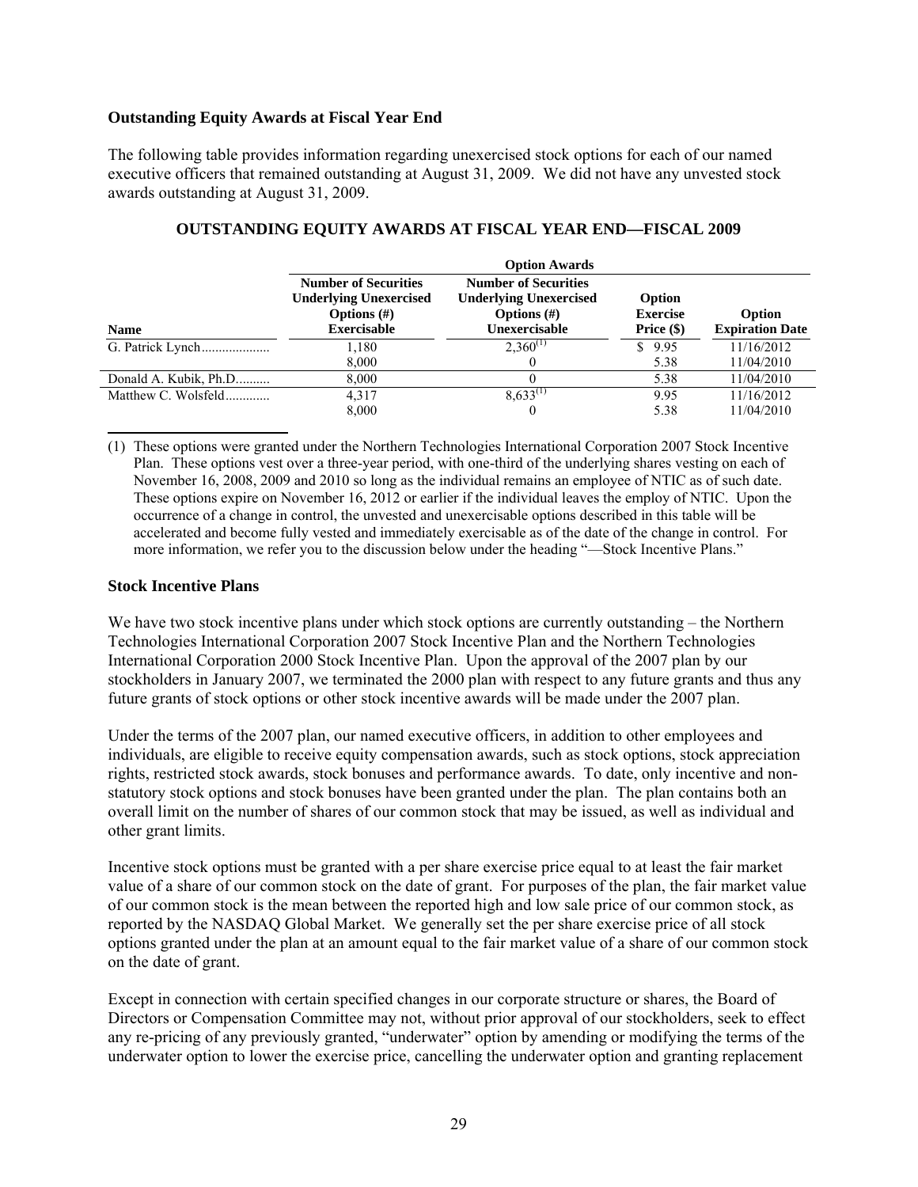### Outstanding Equity Awards at Fiscal Year End

The following table provides information regarding unexercised stock options for each of our named executive officers that remained outstanding at August 31, 2009. We did not have any unvested stock awards outstanding at August 31, 2009.

**OUTSTANDING EQUITY AWARDS AT FISCAL YEAR END—FISCAL 2009**

| | Option Awards | | | |
|---|---|---|---|---|
| Name | Number of Securities Underlying Unexercised Options (#) Exercisable | Number of Securities Underlying Unexercised Options (#) Unexercisable | Option Exercise Price ($) | Option Expiration Date |
| G. Patrick Lynch.................... | 1,180 | 2,360[(1)] | $ 9.95 | 11/16/2012 |
| | 8,000 | 0 | 5.38 | 11/04/2010 |
| Donald A. Kubik, Ph.D.......... | 8,000 | 0 | 5.38 | 11/04/2010 |
| Matthew C. Wolsfeld............ | 4,317 | 8,633[(1)] | 9.95 | 11/16/2012 |
| | 8,000 | 0 | 5.38 | 11/04/2010 |

(1) These options were granted under the Northern Technologies International Corporation 2007 Stock Incentive Plan. These options vest over a three-year period, with one-third of the underlying shares vesting on each of November 16, 2008, 2009 and 2010 so long as the individual remains an employee of NTIC as of such date. These options expire on November 16, 2012 or earlier if the individual leaves the employ of NTIC. Upon the occurrence of a change in control, the unvested and unexercisable options described in this table will be accelerated and become fully vested and immediately exercisable as of the date of the change in control. For more information, we refer you to the discussion below under the heading "—Stock Incentive Plans."

### Stock Incentive Plans

We have two stock incentive plans under which stock options are currently outstanding – the Northern Technologies International Corporation 2007 Stock Incentive Plan and the Northern Technologies International Corporation 2000 Stock Incentive Plan. Upon the approval of the 2007 plan by our stockholders in January 2007, we terminated the 2000 plan with respect to any future grants and thus any future grants of stock options or other stock incentive awards will be made under the 2007 plan.

Under the terms of the 2007 plan, our named executive officers, in addition to other employees and individuals, are eligible to receive equity compensation awards, such as stock options, stock appreciation rights, restricted stock awards, stock bonuses and performance awards. To date, only incentive and non-statutory stock options and stock bonuses have been granted under the plan. The plan contains both an overall limit on the number of shares of our common stock that may be issued, as well as individual and other grant limits.

Incentive stock options must be granted with a per share exercise price equal to at least the fair market value of a share of our common stock on the date of grant. For purposes of the plan, the fair market value of our common stock is the mean between the reported high and low sale price of our common stock, as reported by the NASDAQ Global Market. We generally set the per share exercise price of all stock options granted under the plan at an amount equal to the fair market value of a share of our common stock on the date of grant.

Except in connection with certain specified changes in our corporate structure or shares, the Board of Directors or Compensation Committee may not, without prior approval of our stockholders, seek to effect any re-pricing of any previously granted, "underwater" option by amending or modifying the terms of the underwater option to lower the exercise price, cancelling the underwater option and granting replacement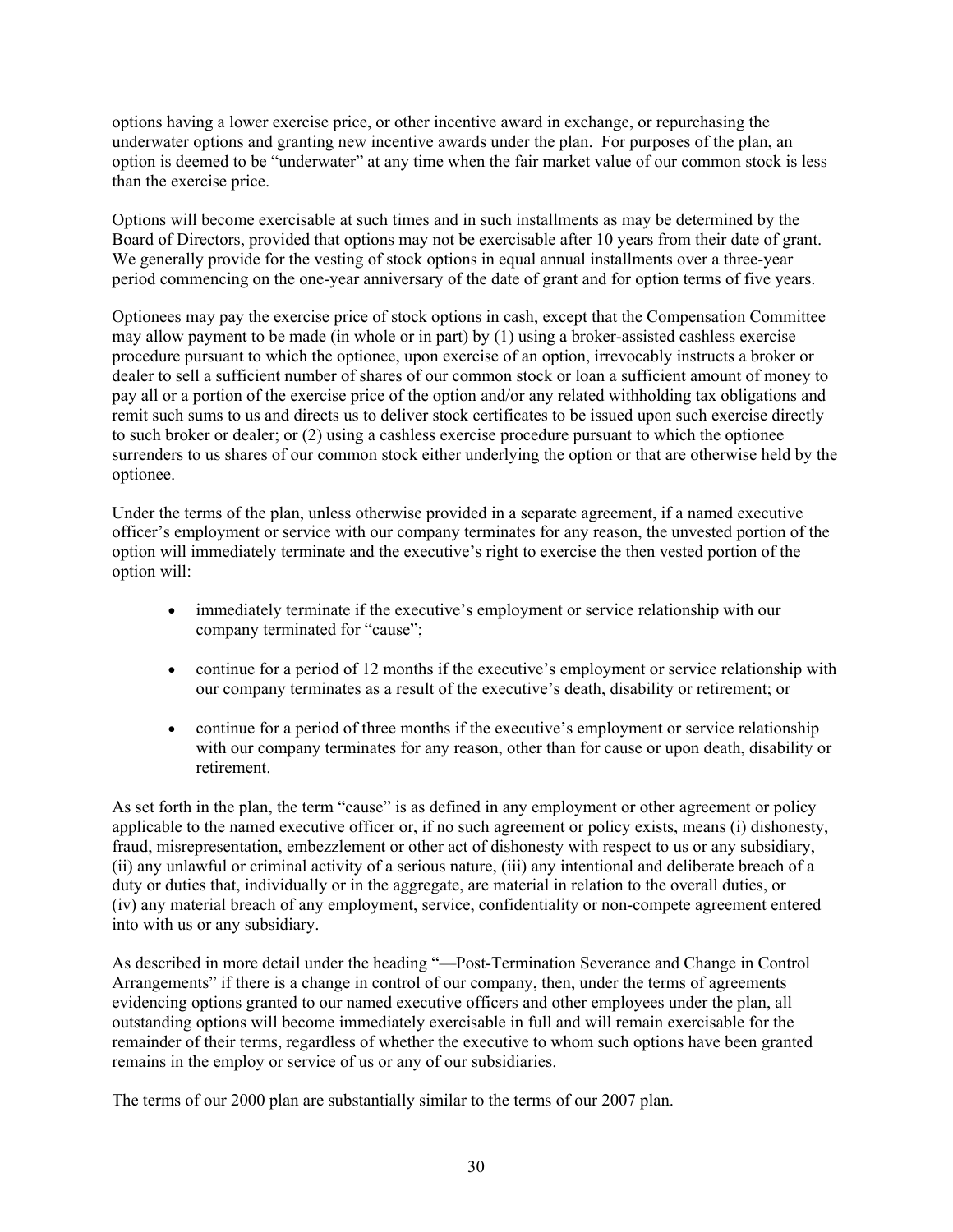options having a lower exercise price, or other incentive award in exchange, or repurchasing the underwater options and granting new incentive awards under the plan. For purposes of the plan, an option is deemed to be "underwater" at any time when the fair market value of our common stock is less than the exercise price.

Options will become exercisable at such times and in such installments as may be determined by the Board of Directors, provided that options may not be exercisable after 10 years from their date of grant. We generally provide for the vesting of stock options in equal annual installments over a three-year period commencing on the one-year anniversary of the date of grant and for option terms of five years.

Optionees may pay the exercise price of stock options in cash, except that the Compensation Committee may allow payment to be made (in whole or in part) by (1) using a broker-assisted cashless exercise procedure pursuant to which the optionee, upon exercise of an option, irrevocably instructs a broker or dealer to sell a sufficient number of shares of our common stock or loan a sufficient amount of money to pay all or a portion of the exercise price of the option and/or any related withholding tax obligations and remit such sums to us and directs us to deliver stock certificates to be issued upon such exercise directly to such broker or dealer; or (2) using a cashless exercise procedure pursuant to which the optionee surrenders to us shares of our common stock either underlying the option or that are otherwise held by the optionee.

Under the terms of the plan, unless otherwise provided in a separate agreement, if a named executive officer's employment or service with our company terminates for any reason, the unvested portion of the option will immediately terminate and the executive's right to exercise the then vested portion of the option will:

- immediately terminate if the executive's employment or service relationship with our company terminated for "cause";
- continue for a period of 12 months if the executive's employment or service relationship with our company terminates as a result of the executive's death, disability or retirement; or
- continue for a period of three months if the executive's employment or service relationship with our company terminates for any reason, other than for cause or upon death, disability or retirement.

As set forth in the plan, the term "cause" is as defined in any employment or other agreement or policy applicable to the named executive officer or, if no such agreement or policy exists, means (i) dishonesty, fraud, misrepresentation, embezzlement or other act of dishonesty with respect to us or any subsidiary, (ii) any unlawful or criminal activity of a serious nature, (iii) any intentional and deliberate breach of a duty or duties that, individually or in the aggregate, are material in relation to the overall duties, or (iv) any material breach of any employment, service, confidentiality or non-compete agreement entered into with us or any subsidiary.

As described in more detail under the heading "—Post-Termination Severance and Change in Control Arrangements" if there is a change in control of our company, then, under the terms of agreements evidencing options granted to our named executive officers and other employees under the plan, all outstanding options will become immediately exercisable in full and will remain exercisable for the remainder of their terms, regardless of whether the executive to whom such options have been granted remains in the employ or service of us or any of our subsidiaries.

The terms of our 2000 plan are substantially similar to the terms of our 2007 plan.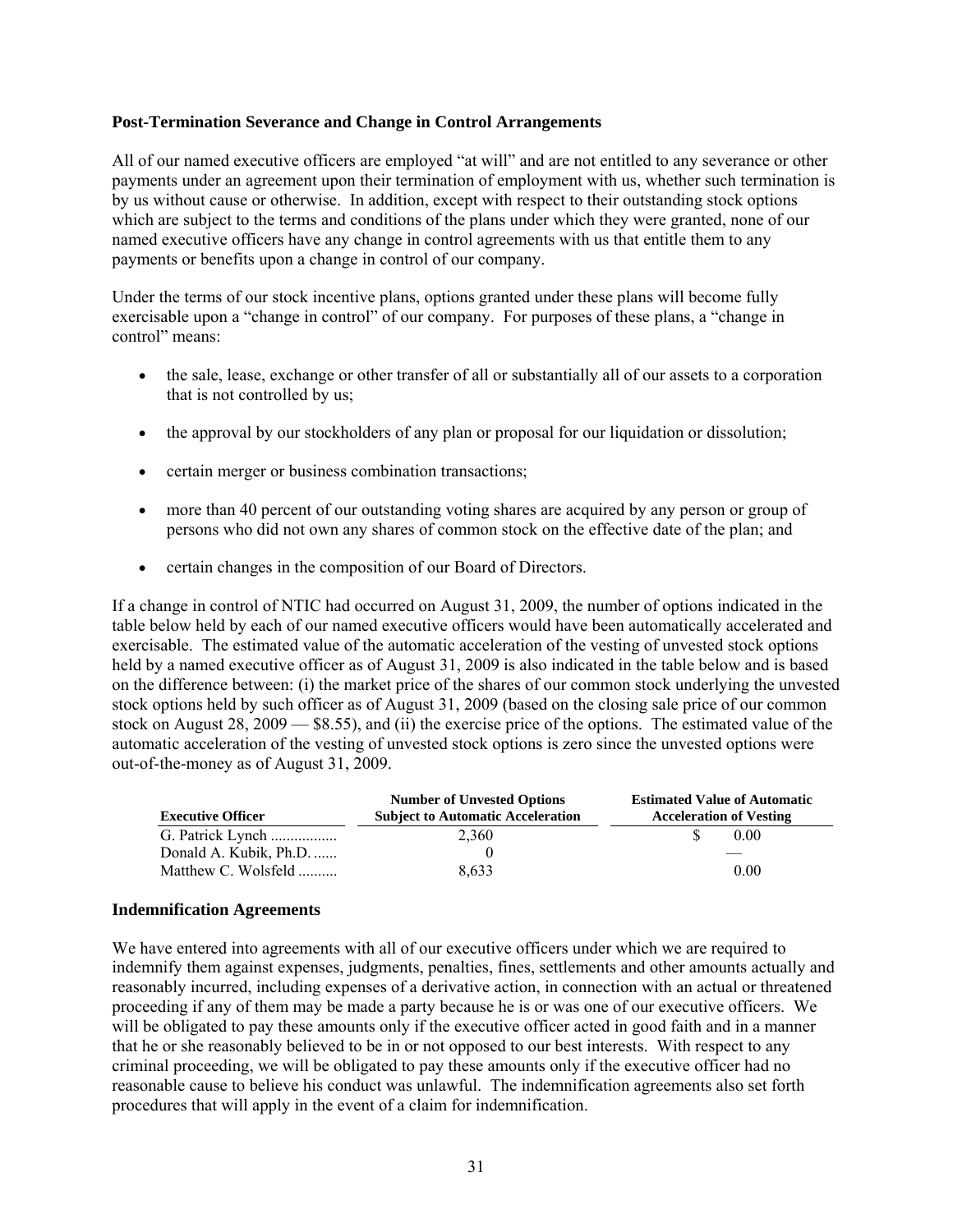### Post-Termination Severance and Change in Control Arrangements

All of our named executive officers are employed "at will" and are not entitled to any severance or other payments under an agreement upon their termination of employment with us, whether such termination is by us without cause or otherwise. In addition, except with respect to their outstanding stock options which are subject to the terms and conditions of the plans under which they were granted, none of our named executive officers have any change in control agreements with us that entitle them to any payments or benefits upon a change in control of our company.

Under the terms of our stock incentive plans, options granted under these plans will become fully exercisable upon a "change in control" of our company. For purposes of these plans, a "change in control" means:

- the sale, lease, exchange or other transfer of all or substantially all of our assets to a corporation that is not controlled by us;
- the approval by our stockholders of any plan or proposal for our liquidation or dissolution;
- certain merger or business combination transactions;
- more than 40 percent of our outstanding voting shares are acquired by any person or group of persons who did not own any shares of common stock on the effective date of the plan; and
- certain changes in the composition of our Board of Directors.

If a change in control of NTIC had occurred on August 31, 2009, the number of options indicated in the table below held by each of our named executive officers would have been automatically accelerated and exercisable. The estimated value of the automatic acceleration of the vesting of unvested stock options held by a named executive officer as of August 31, 2009 is also indicated in the table below and is based on the difference between: (i) the market price of the shares of our common stock underlying the unvested stock options held by such officer as of August 31, 2009 (based on the closing sale price of our common stock on August 28, 2009 — $8.55), and (ii) the exercise price of the options. The estimated value of the automatic acceleration of the vesting of unvested stock options is zero since the unvested options were out-of-the-money as of August 31, 2009.

| Executive Officer | Number of Unvested Options Subject to Automatic Acceleration | Estimated Value of Automatic Acceleration of Vesting |
|---|---|---|
| G. Patrick Lynch | 2,360 | $ 0.00 |
| Donald A. Kubik, Ph.D. | 0 | — |
| Matthew C. Wolsfeld | 8,633 | 0.00 |

### Indemnification Agreements

We have entered into agreements with all of our executive officers under which we are required to indemnify them against expenses, judgments, penalties, fines, settlements and other amounts actually and reasonably incurred, including expenses of a derivative action, in connection with an actual or threatened proceeding if any of them may be made a party because he is or was one of our executive officers. We will be obligated to pay these amounts only if the executive officer acted in good faith and in a manner that he or she reasonably believed to be in or not opposed to our best interests. With respect to any criminal proceeding, we will be obligated to pay these amounts only if the executive officer had no reasonable cause to believe his conduct was unlawful. The indemnification agreements also set forth procedures that will apply in the event of a claim for indemnification.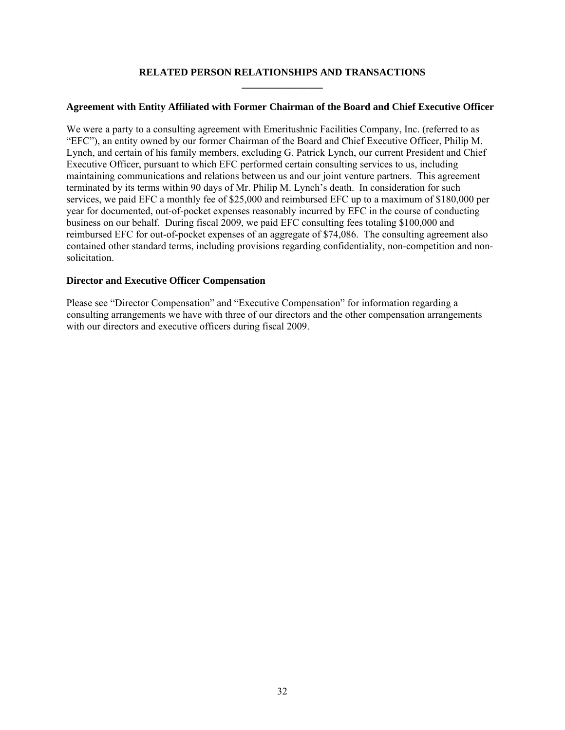# RELATED PERSON RELATIONSHIPS AND TRANSACTIONS

### Agreement with Entity Affiliated with Former Chairman of the Board and Chief Executive Officer

We were a party to a consulting agreement with Emeritushnic Facilities Company, Inc. (referred to as "EFC"), an entity owned by our former Chairman of the Board and Chief Executive Officer, Philip M. Lynch, and certain of his family members, excluding G. Patrick Lynch, our current President and Chief Executive Officer, pursuant to which EFC performed certain consulting services to us, including maintaining communications and relations between us and our joint venture partners. This agreement terminated by its terms within 90 days of Mr. Philip M. Lynch's death. In consideration for such services, we paid EFC a monthly fee of $25,000 and reimbursed EFC up to a maximum of $180,000 per year for documented, out-of-pocket expenses reasonably incurred by EFC in the course of conducting business on our behalf. During fiscal 2009, we paid EFC consulting fees totaling $100,000 and reimbursed EFC for out-of-pocket expenses of an aggregate of $74,086. The consulting agreement also contained other standard terms, including provisions regarding confidentiality, non-competition and non-solicitation.

### Director and Executive Officer Compensation

Please see "Director Compensation" and "Executive Compensation" for information regarding a consulting arrangements we have with three of our directors and the other compensation arrangements with our directors and executive officers during fiscal 2009.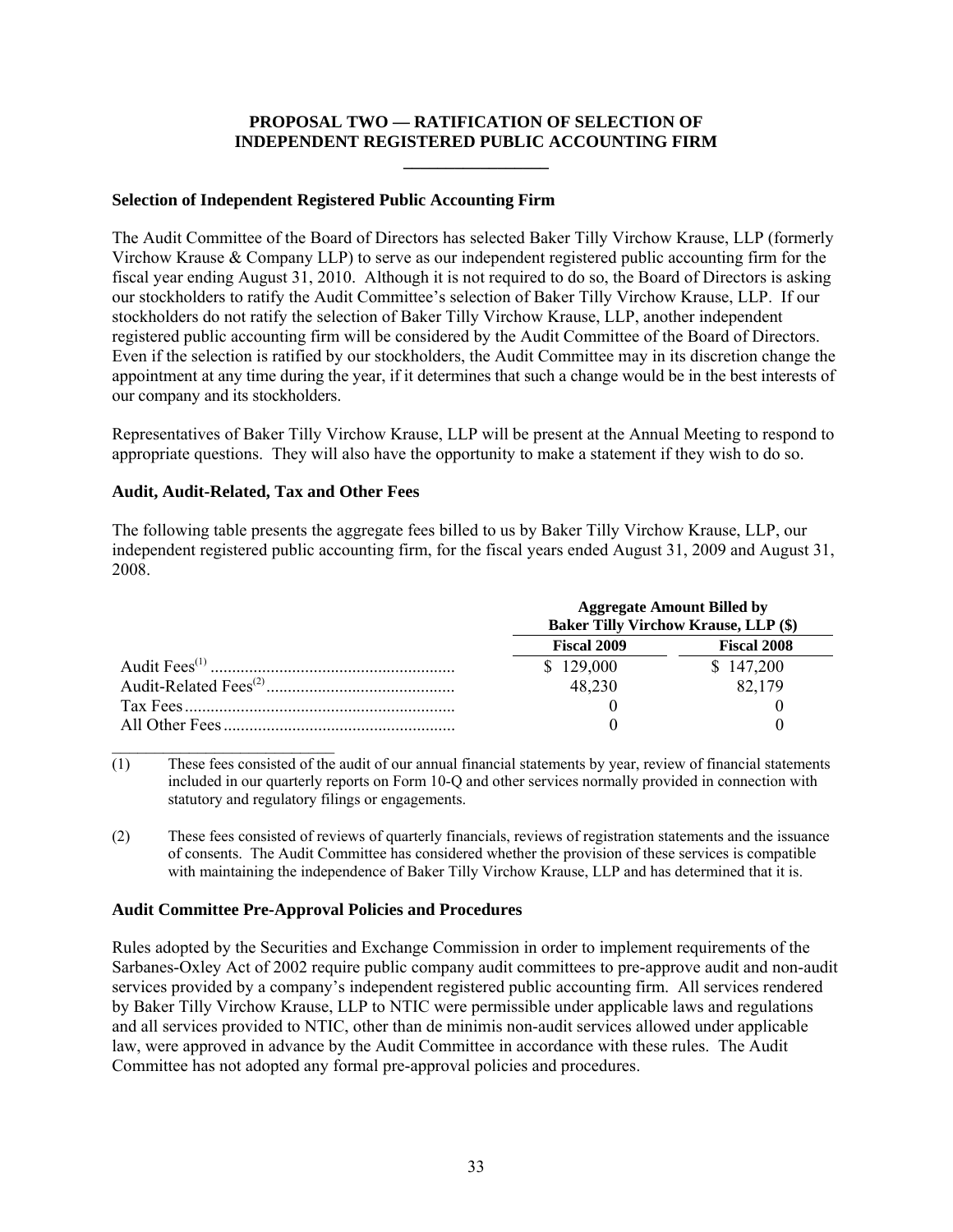## PROPOSAL TWO — RATIFICATION OF SELECTION OF INDEPENDENT REGISTERED PUBLIC ACCOUNTING FIRM

### Selection of Independent Registered Public Accounting Firm

The Audit Committee of the Board of Directors has selected Baker Tilly Virchow Krause, LLP (formerly Virchow Krause & Company LLP) to serve as our independent registered public accounting firm for the fiscal year ending August 31, 2010. Although it is not required to do so, the Board of Directors is asking our stockholders to ratify the Audit Committee's selection of Baker Tilly Virchow Krause, LLP. If our stockholders do not ratify the selection of Baker Tilly Virchow Krause, LLP, another independent registered public accounting firm will be considered by the Audit Committee of the Board of Directors. Even if the selection is ratified by our stockholders, the Audit Committee may in its discretion change the appointment at any time during the year, if it determines that such a change would be in the best interests of our company and its stockholders.

Representatives of Baker Tilly Virchow Krause, LLP will be present at the Annual Meeting to respond to appropriate questions. They will also have the opportunity to make a statement if they wish to do so.

### Audit, Audit-Related, Tax and Other Fees

The following table presents the aggregate fees billed to us by Baker Tilly Virchow Krause, LLP, our independent registered public accounting firm, for the fiscal years ended August 31, 2009 and August 31, 2008.

| | Aggregate Amount Billed by Baker Tilly Virchow Krause, LLP ($) | |
|---|---|---|
| | Fiscal 2009 | Fiscal 2008 |
| Audit Fees[(1)] | $ 129,000 | $ 147,200 |
| Audit-Related Fees[(2)] | 48,230 | 82,179 |
| Tax Fees | 0 | 0 |
| All Other Fees | 0 | 0 |

(1) These fees consisted of the audit of our annual financial statements by year, review of financial statements included in our quarterly reports on Form 10-Q and other services normally provided in connection with statutory and regulatory filings or engagements.

(2) These fees consisted of reviews of quarterly financials, reviews of registration statements and the issuance of consents. The Audit Committee has considered whether the provision of these services is compatible with maintaining the independence of Baker Tilly Virchow Krause, LLP and has determined that it is.

### Audit Committee Pre-Approval Policies and Procedures

Rules adopted by the Securities and Exchange Commission in order to implement requirements of the Sarbanes-Oxley Act of 2002 require public company audit committees to pre-approve audit and non-audit services provided by a company's independent registered public accounting firm. All services rendered by Baker Tilly Virchow Krause, LLP to NTIC were permissible under applicable laws and regulations and all services provided to NTIC, other than de minimis non-audit services allowed under applicable law, were approved in advance by the Audit Committee in accordance with these rules. The Audit Committee has not adopted any formal pre-approval policies and procedures.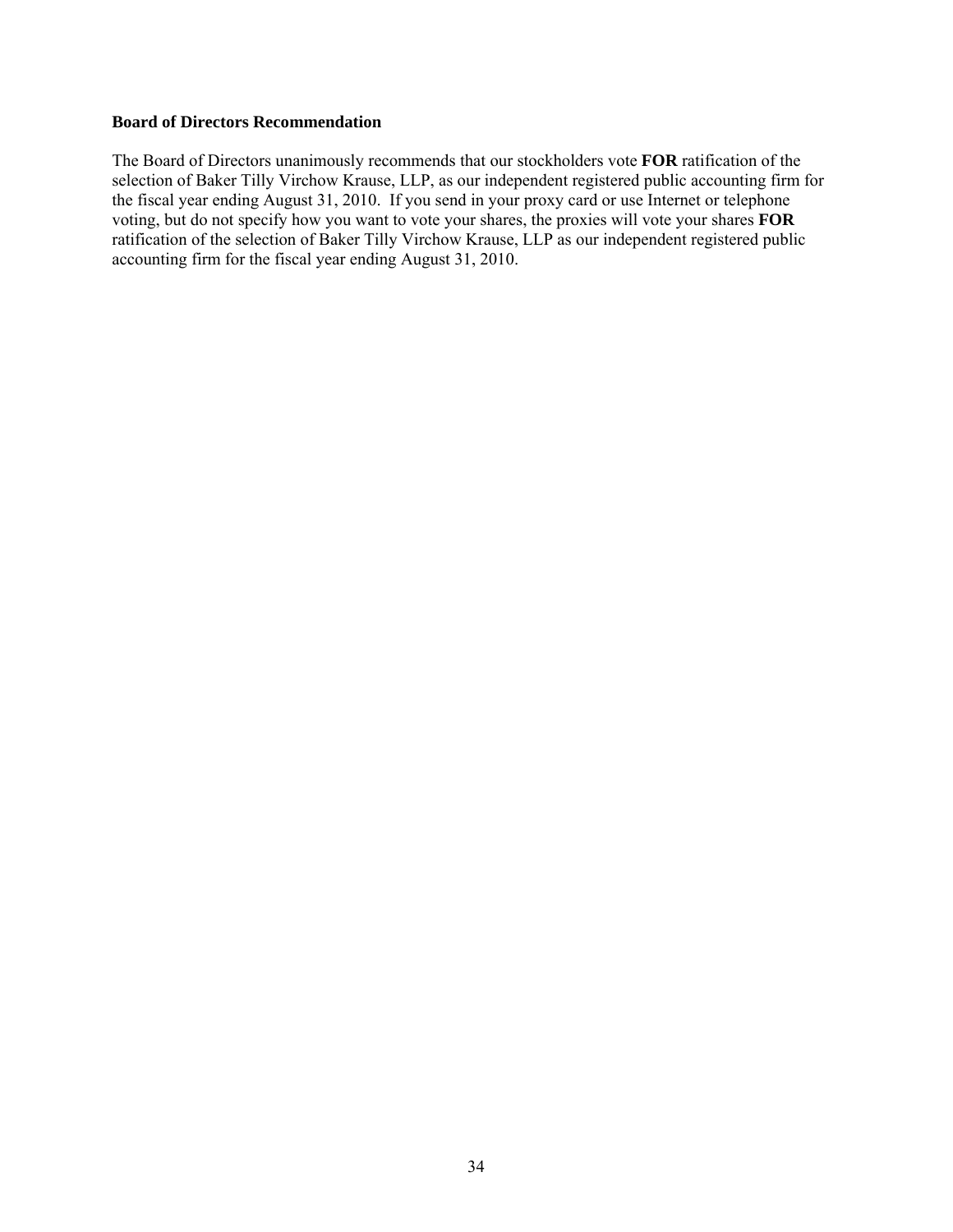### Board of Directors Recommendation

The Board of Directors unanimously recommends that our stockholders vote **FOR** ratification of the selection of Baker Tilly Virchow Krause, LLP, as our independent registered public accounting firm for the fiscal year ending August 31, 2010. If you send in your proxy card or use Internet or telephone voting, but do not specify how you want to vote your shares, the proxies will vote your shares **FOR** ratification of the selection of Baker Tilly Virchow Krause, LLP as our independent registered public accounting firm for the fiscal year ending August 31, 2010.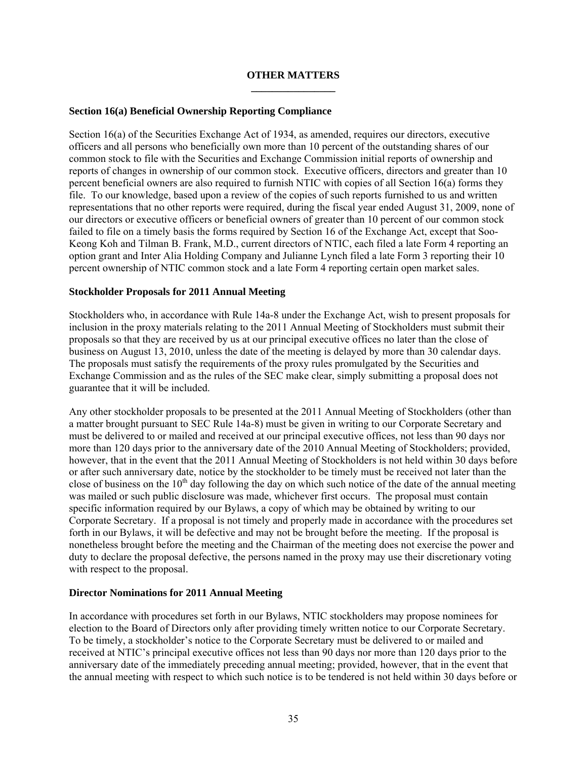## OTHER MATTERS

### Section 16(a) Beneficial Ownership Reporting Compliance

Section 16(a) of the Securities Exchange Act of 1934, as amended, requires our directors, executive officers and all persons who beneficially own more than 10 percent of the outstanding shares of our common stock to file with the Securities and Exchange Commission initial reports of ownership and reports of changes in ownership of our common stock. Executive officers, directors and greater than 10 percent beneficial owners are also required to furnish NTIC with copies of all Section 16(a) forms they file. To our knowledge, based upon a review of the copies of such reports furnished to us and written representations that no other reports were required, during the fiscal year ended August 31, 2009, none of our directors or executive officers or beneficial owners of greater than 10 percent of our common stock failed to file on a timely basis the forms required by Section 16 of the Exchange Act, except that Soo-Keong Koh and Tilman B. Frank, M.D., current directors of NTIC, each filed a late Form 4 reporting an option grant and Inter Alia Holding Company and Julianne Lynch filed a late Form 3 reporting their 10 percent ownership of NTIC common stock and a late Form 4 reporting certain open market sales.

### Stockholder Proposals for 2011 Annual Meeting

Stockholders who, in accordance with Rule 14a-8 under the Exchange Act, wish to present proposals for inclusion in the proxy materials relating to the 2011 Annual Meeting of Stockholders must submit their proposals so that they are received by us at our principal executive offices no later than the close of business on August 13, 2010, unless the date of the meeting is delayed by more than 30 calendar days. The proposals must satisfy the requirements of the proxy rules promulgated by the Securities and Exchange Commission and as the rules of the SEC make clear, simply submitting a proposal does not guarantee that it will be included.

Any other stockholder proposals to be presented at the 2011 Annual Meeting of Stockholders (other than a matter brought pursuant to SEC Rule 14a-8) must be given in writing to our Corporate Secretary and must be delivered to or mailed and received at our principal executive offices, not less than 90 days nor more than 120 days prior to the anniversary date of the 2010 Annual Meeting of Stockholders; provided, however, that in the event that the 2011 Annual Meeting of Stockholders is not held within 30 days before or after such anniversary date, notice by the stockholder to be timely must be received not later than the close of business on the 10th day following the day on which such notice of the date of the annual meeting was mailed or such public disclosure was made, whichever first occurs. The proposal must contain specific information required by our Bylaws, a copy of which may be obtained by writing to our Corporate Secretary. If a proposal is not timely and properly made in accordance with the procedures set forth in our Bylaws, it will be defective and may not be brought before the meeting. If the proposal is nonetheless brought before the meeting and the Chairman of the meeting does not exercise the power and duty to declare the proposal defective, the persons named in the proxy may use their discretionary voting with respect to the proposal.

### Director Nominations for 2011 Annual Meeting

In accordance with procedures set forth in our Bylaws, NTIC stockholders may propose nominees for election to the Board of Directors only after providing timely written notice to our Corporate Secretary. To be timely, a stockholder's notice to the Corporate Secretary must be delivered to or mailed and received at NTIC's principal executive offices not less than 90 days nor more than 120 days prior to the anniversary date of the immediately preceding annual meeting; provided, however, that in the event that the annual meeting with respect to which such notice is to be tendered is not held within 30 days before or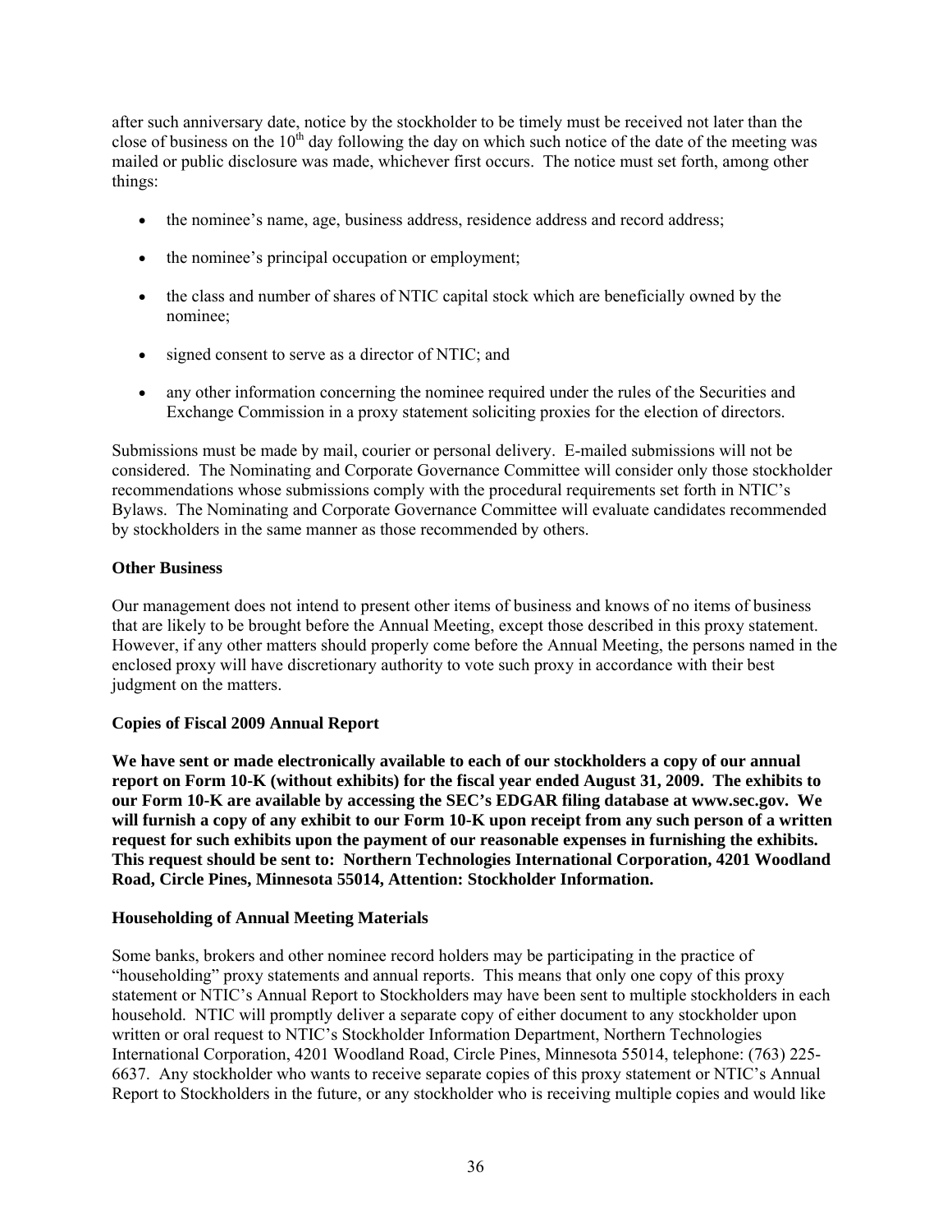after such anniversary date, notice by the stockholder to be timely must be received not later than the close of business on the 10th day following the day on which such notice of the date of the meeting was mailed or public disclosure was made, whichever first occurs. The notice must set forth, among other things:

- the nominee's name, age, business address, residence address and record address;
- the nominee's principal occupation or employment;
- the class and number of shares of NTIC capital stock which are beneficially owned by the nominee;
- signed consent to serve as a director of NTIC; and
- any other information concerning the nominee required under the rules of the Securities and Exchange Commission in a proxy statement soliciting proxies for the election of directors.

Submissions must be made by mail, courier or personal delivery. E-mailed submissions will not be considered. The Nominating and Corporate Governance Committee will consider only those stockholder recommendations whose submissions comply with the procedural requirements set forth in NTIC's Bylaws. The Nominating and Corporate Governance Committee will evaluate candidates recommended by stockholders in the same manner as those recommended by others.

**Other Business**

Our management does not intend to present other items of business and knows of no items of business that are likely to be brought before the Annual Meeting, except those described in this proxy statement. However, if any other matters should properly come before the Annual Meeting, the persons named in the enclosed proxy will have discretionary authority to vote such proxy in accordance with their best judgment on the matters.

**Copies of Fiscal 2009 Annual Report**

**We have sent or made electronically available to each of our stockholders a copy of our annual report on Form 10-K (without exhibits) for the fiscal year ended August 31, 2009. The exhibits to our Form 10-K are available by accessing the SEC's EDGAR filing database at www.sec.gov. We will furnish a copy of any exhibit to our Form 10-K upon receipt from any such person of a written request for such exhibits upon the payment of our reasonable expenses in furnishing the exhibits. This request should be sent to: Northern Technologies International Corporation, 4201 Woodland Road, Circle Pines, Minnesota 55014, Attention: Stockholder Information.**

**Householding of Annual Meeting Materials**

Some banks, brokers and other nominee record holders may be participating in the practice of "householding" proxy statements and annual reports. This means that only one copy of this proxy statement or NTIC's Annual Report to Stockholders may have been sent to multiple stockholders in each household. NTIC will promptly deliver a separate copy of either document to any stockholder upon written or oral request to NTIC's Stockholder Information Department, Northern Technologies International Corporation, 4201 Woodland Road, Circle Pines, Minnesota 55014, telephone: (763) 225-6637. Any stockholder who wants to receive separate copies of this proxy statement or NTIC's Annual Report to Stockholders in the future, or any stockholder who is receiving multiple copies and would like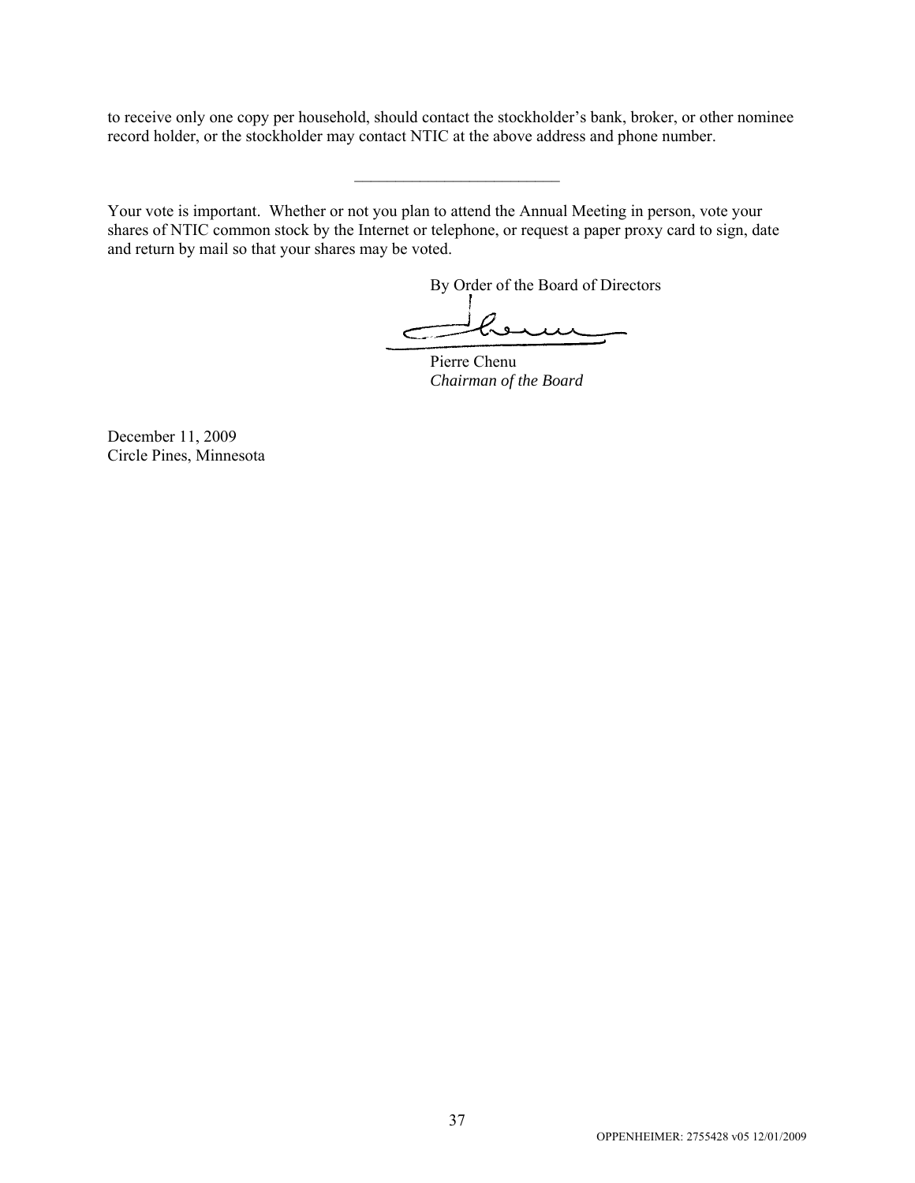to receive only one copy per household, should contact the stockholder's bank, broker, or other nominee record holder, or the stockholder may contact NTIC at the above address and phone number.

---

Your vote is important. Whether or not you plan to attend the Annual Meeting in person, vote your shares of NTIC common stock by the Internet or telephone, or request a paper proxy card to sign, date and return by mail so that your shares may be voted.

By Order of the Board of Directors

Pierre Chenu
*Chairman of the Board*

December 11, 2009
Circle Pines, Minnesota

OPPENHEIMER: 2755428 v05 12/01/2009